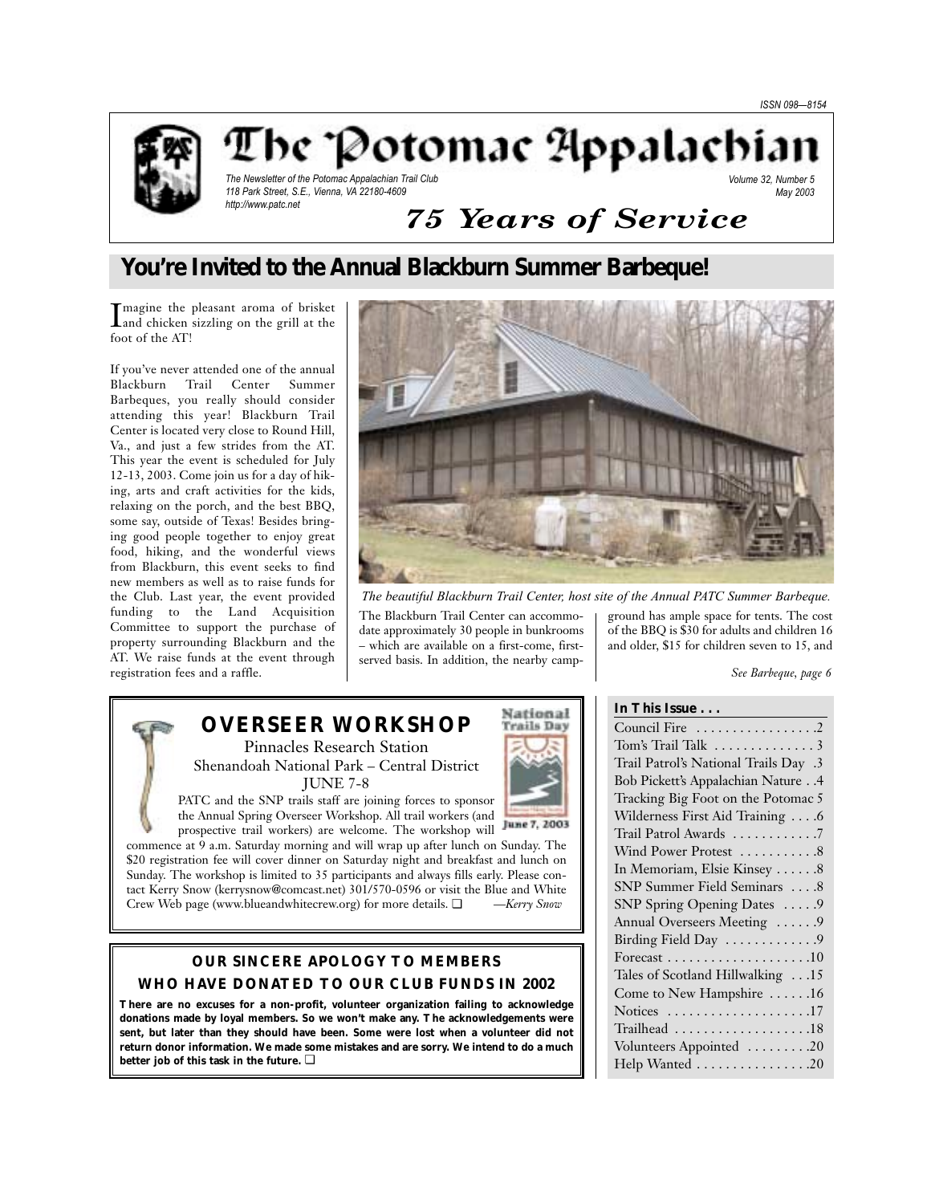ISSN 098—8154

# The Potomac Appalachian

*The Newsletter of the Potomac Appalachian Trail Club*
*118 Park Street, S.E., Vienna, VA 22180-4609*
*http://www.patc.net*

*Volume 32, Number 5*
*May 2003*

## *75 Years of Service*

## You're Invited to the Annual Blackburn Summer Barbeque!

Imagine the pleasant aroma of brisket and chicken sizzling on the grill at the foot of the AT!

If you've never attended one of the annual Blackburn Trail Center Summer Barbeques, you really should consider attending this year! Blackburn Trail Center is located very close to Round Hill, Va., and just a few strides from the AT. This year the event is scheduled for July 12-13, 2003. Come join us for a day of hiking, arts and craft activities for the kids, relaxing on the porch, and the best BBQ, some say, outside of Texas! Besides bringing good people together to enjoy great food, hiking, and the wonderful views from Blackburn, this event seeks to find new members as well as to raise funds for the Club. Last year, the event provided funding to the Land Acquisition Committee to support the purchase of property surrounding Blackburn and the AT. We raise funds at the event through registration fees and a raffle.

*The beautiful Blackburn Trail Center, host site of the Annual PATC Summer Barbeque.*

The Blackburn Trail Center can accommodate approximately 30 people in bunkrooms – which are available on a first-come, first-served basis. In addition, the nearby campground has ample space for tents. The cost of the BBQ is $30 for adults and children 16 and older, $15 for children seven to 15, and

*See Barbeque, page 6*

## OVERSEER WORKSHOP

Pinnacles Research Station
Shenandoah National Park – Central District
JUNE 7-8

National Trails Day
June 7, 2003

PATC and the SNP trails staff are joining forces to sponsor the Annual Spring Overseer Workshop. All trail workers (and prospective trail workers) are welcome. The workshop will commence at 9 a.m. Saturday morning and will wrap up after lunch on Sunday. The $20 registration fee will cover dinner on Saturday night and breakfast and lunch on Sunday. The workshop is limited to 35 participants and always fills early. Please contact Kerry Snow (kerrysnow@comcast.net) 301/570-0596 or visit the Blue and White Crew Web page (www.blueandwhitecrew.org) for more details. ❑ —*Kerry Snow*

### OUR SINCERE APOLOGY TO MEMBERS WHO HAVE DONATED TO OUR CLUB FUNDS IN 2002

**There are no excuses for a non-profit, volunteer organization failing to acknowledge donations made by loyal members. So we won't make any. The acknowledgements were sent, but later than they should have been. Some were lost when a volunteer did not return donor information. We made some mistakes and are sorry. We intend to do a much better job of this task in the future.** ❑

### In This Issue . . .

| | |
|---|---|
| Council Fire | 2 |
| Tom's Trail Talk | 3 |
| Trail Patrol's National Trails Day | 3 |
| Bob Pickett's Appalachian Nature | 4 |
| Tracking Big Foot on the Potomac | 5 |
| Wilderness First Aid Training | 6 |
| Trail Patrol Awards | 7 |
| Wind Power Protest | 8 |
| In Memoriam, Elsie Kinsey | 8 |
| SNP Summer Field Seminars | 8 |
| SNP Spring Opening Dates | 9 |
| Annual Overseers Meeting | 9 |
| Birding Field Day | 9 |
| Forecast | 10 |
| Tales of Scotland Hillwalking | 15 |
| Come to New Hampshire | 16 |
| Notices | 17 |
| Trailhead | 18 |
| Volunteers Appointed | 20 |
| Help Wanted | 20 |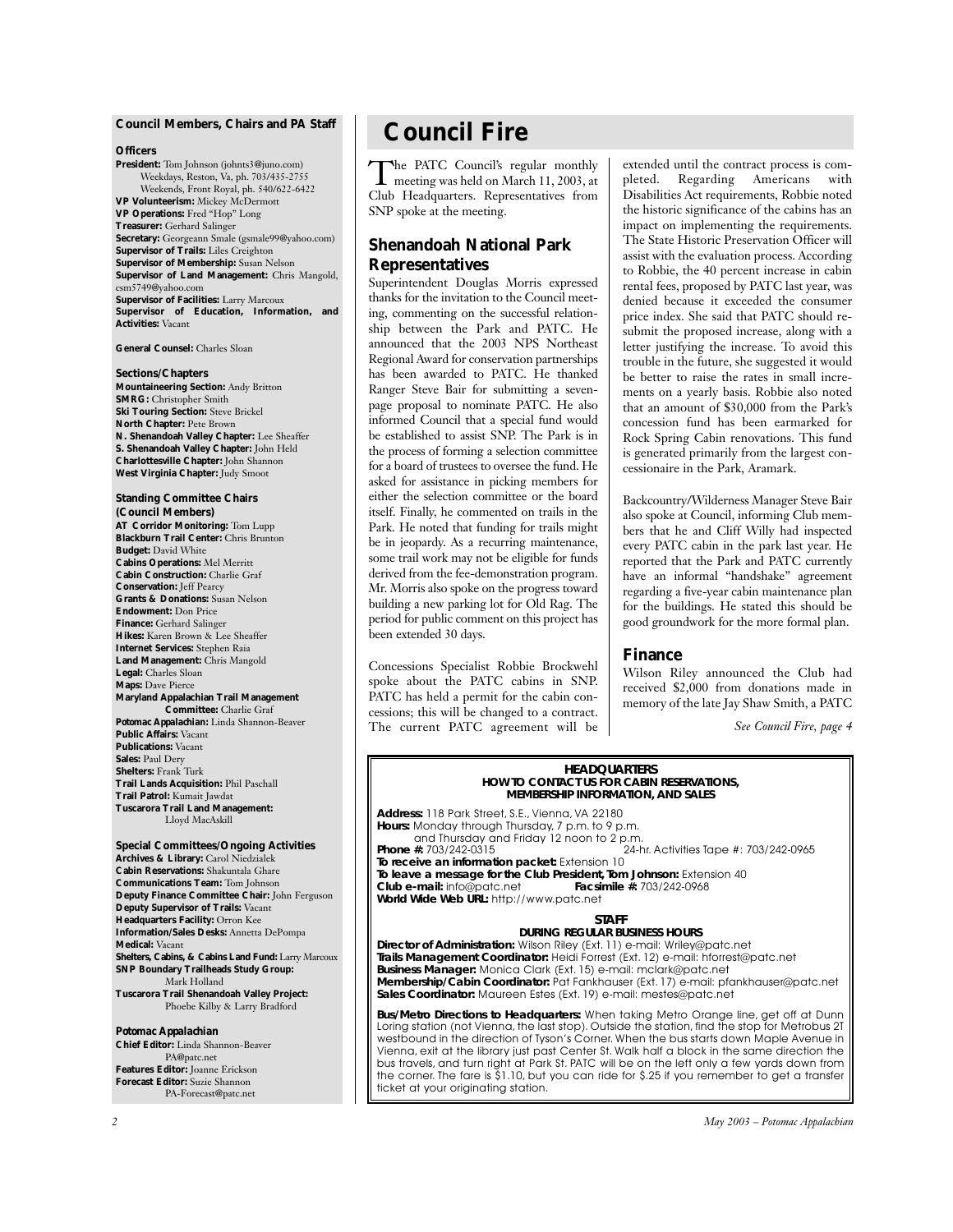# Council Fire

The PATC Council's regular monthly meeting was held on March 11, 2003, at Club Headquarters. Representatives from SNP spoke at the meeting.

## Shenandoah National Park Representatives

Superintendent Douglas Morris expressed thanks for the invitation to the Council meeting, commenting on the successful relationship between the Park and PATC. He announced that the 2003 NPS Northeast Regional Award for conservation partnerships has been awarded to PATC. He thanked Ranger Steve Bair for submitting a seven-page proposal to nominate PATC. He also informed Council that a special fund would be established to assist SNP. The Park is in the process of forming a selection committee for a board of trustees to oversee the fund. He asked for assistance in picking members for either the selection committee or the board itself. Finally, he commented on trails in the Park. He noted that funding for trails might be in jeopardy. As a recurring maintenance, some trail work may not be eligible for funds derived from the fee-demonstration program. Mr. Morris also spoke on the progress toward building a new parking lot for Old Rag. The period for public comment on this project has been extended 30 days.

Concessions Specialist Robbie Brockwehl spoke about the PATC cabins in SNP. PATC has held a permit for the cabin concessions; this will be changed to a contract. The current PATC agreement will be extended until the contract process is completed. Regarding Americans with Disabilities Act requirements, Robbie noted the historic significance of the cabins has an impact on implementing the requirements. The State Historic Preservation Officer will assist with the evaluation process. According to Robbie, the 40 percent increase in cabin rental fees, proposed by PATC last year, was denied because it exceeded the consumer price index. She said that PATC should resubmit the proposed increase, along with a letter justifying the increase. To avoid this trouble in the future, she suggested it would be better to raise the rates in small increments on a yearly basis. Robbie also noted that an amount of $30,000 from the Park's concession fund has been earmarked for Rock Spring Cabin renovations. This fund is generated primarily from the largest concessionaire in the Park, Aramark.

Backcountry/Wilderness Manager Steve Bair also spoke at Council, informing Club members that he and Cliff Willy had inspected every PATC cabin in the park last year. He reported that the Park and PATC currently have an informal "handshake" agreement regarding a five-year cabin maintenance plan for the buildings. He stated this should be good groundwork for the more formal plan.

## Finance

Wilson Riley announced the Club had received $2,000 from donations made in memory of the late Jay Shaw Smith, a PATC

*See Council Fire, page 4*

---

### Council Members, Chairs and PA Staff

**Officers**

**President:** Tom Johnson (johnts3@juno.com)
Weekdays, Reston, Va, ph. 703/435-2755
Weekends, Front Royal, ph. 540/622-6422
**VP Volunteerism:** Mickey McDermott
**VP Operations:** Fred "Hop" Long
**Treasurer:** Gerhard Salinger
**Secretary:** Georgeann Smale (gsmale99@yahoo.com)
**Supervisor of Trails:** Liles Creighton
**Supervisor of Membership:** Susan Nelson
**Supervisor of Land Management:** Chris Mangold, csm5749@yahoo.com
**Supervisor of Facilities:** Larry Marcoux
**Supervisor of Education, Information, and Activities:** Vacant

**General Counsel:** Charles Sloan

**Sections/Chapters**

**Mountaineering Section:** Andy Britton
**SMRG:** Christopher Smith
**Ski Touring Section:** Steve Brickel
**North Chapter:** Pete Brown
**N. Shenandoah Valley Chapter:** Lee Sheaffer
**S. Shenandoah Valley Chapter:** John Held
**Charlottesville Chapter:** John Shannon
**West Virginia Chapter:** Judy Smoot

**Standing Committee Chairs (Council Members)**

**AT Corridor Monitoring:** Tom Lupp
**Blackburn Trail Center:** Chris Brunton
**Budget:** David White
**Cabins Operations:** Mel Merritt
**Cabin Construction:** Charlie Graf
**Conservation:** Jeff Pearcy
**Grants & Donations:** Susan Nelson
**Endowment:** Don Price
**Finance:** Gerhard Salinger
**Hikes:** Karen Brown & Lee Sheaffer
**Internet Services:** Stephen Raia
**Land Management:** Chris Mangold
**Legal:** Charles Sloan
**Maps:** Dave Pierce
**Maryland Appalachian Trail Management Committee:** Charlie Graf
**Potomac Appalachian:** Linda Shannon-Beaver
**Public Affairs:** Vacant
**Publications:** Vacant
**Sales:** Paul Dery
**Shelters:** Frank Turk
**Trail Lands Acquisition:** Phil Paschall
**Trail Patrol:** Kumait Jawdat
**Tuscarora Trail Land Management:** Lloyd MacAskill

**Special Committees/Ongoing Activities**

**Archives & Library:** Carol Niedzialek
**Cabin Reservations:** Shakuntala Ghare
**Communications Team:** Tom Johnson
**Deputy Finance Committee Chair:** John Ferguson
**Deputy Supervisor of Trails:** Vacant
**Headquarters Facility:** Orron Kee
**Information/Sales Desks:** Annetta DePompa
**Medical:** Vacant
**Shelters, Cabins, & Cabins Land Fund:** Larry Marcoux
**SNP Boundary Trailheads Study Group:** Mark Holland
**Tuscarora Trail Shenandoah Valley Project:** Phoebe Kilby & Larry Bradford

**Potomac Appalachian**

**Chief Editor:** Linda Shannon-Beaver PA@patc.net
**Features Editor:** Joanne Erickson
**Forecast Editor:** Suzie Shannon PA-Forecast@patc.net

---

**HEADQUARTERS**
**HOW TO CONTACT US FOR CABIN RESERVATIONS, MEMBERSHIP INFORMATION, AND SALES**

**Address:** 118 Park Street, S.E., Vienna, VA 22180
**Hours:** Monday through Thursday, 7 p.m. to 9 p.m. and Thursday and Friday 12 noon to 2 p.m.
**Phone #:** 703/242-0315 24-hr. Activities Tape #: 703/242-0965
**To receive an information packet:** Extension 10
**To leave a message for the Club President, Tom Johnson:** Extension 40
**Club e-mail:** info@patc.net **Facsimile #:** 703/242-0968
**World Wide Web URL:** http://www.patc.net

**STAFF**
**DURING REGULAR BUSINESS HOURS**

**Director of Administration:** Wilson Riley (Ext. 11) e-mail: Wriley@patc.net
**Trails Management Coordinator:** Heidi Forrest (Ext. 12) e-mail: hforrest@patc.net
**Business Manager:** Monica Clark (Ext. 15) e-mail: mclark@patc.net
**Membership/Cabin Coordinator:** Pat Fankhauser (Ext. 17) e-mail: pfankhauser@patc.net
**Sales Coordinator:** Maureen Estes (Ext. 19) e-mail: mestes@patc.net

**Bus/Metro Directions to Headquarters:** When taking Metro Orange line, get off at Dunn Loring station (not Vienna, the last stop). Outside the station, find the stop for Metrobus 2T westbound in the direction of Tyson's Corner. When the bus starts down Maple Avenue in Vienna, exit at the library just past Center St. Walk half a block in the same direction the bus travels, and turn right at Park St. PATC will be on the left only a few yards down from the corner. The fare is $1.10, but you can ride for $.25 if you remember to get a transfer ticket at your originating station.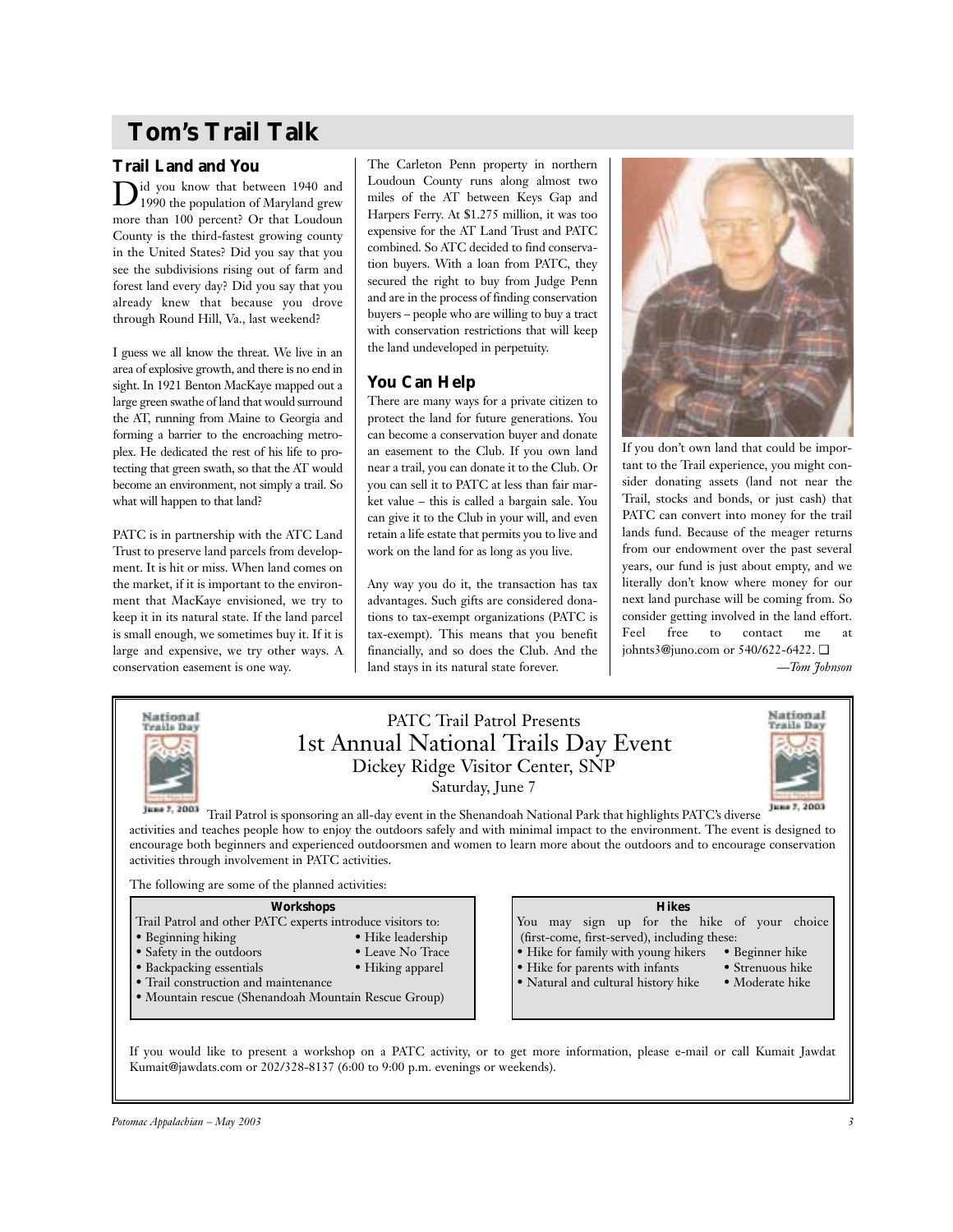# Tom's Trail Talk

## Trail Land and You

Did you know that between 1940 and 1990 the population of Maryland grew more than 100 percent? Or that Loudoun County is the third-fastest growing county in the United States? Did you say that you see the subdivisions rising out of farm and forest land every day? Did you say that you already knew that because you drove through Round Hill, Va., last weekend?

I guess we all know the threat. We live in an area of explosive growth, and there is no end in sight. In 1921 Benton MacKaye mapped out a large green swathe of land that would surround the AT, running from Maine to Georgia and forming a barrier to the encroaching metroplex. He dedicated the rest of his life to protecting that green swath, so that the AT would become an environment, not simply a trail. So what will happen to that land?

PATC is in partnership with the ATC Land Trust to preserve land parcels from development. It is hit or miss. When land comes on the market, if it is important to the environment that MacKaye envisioned, we try to keep it in its natural state. If the land parcel is small enough, we sometimes buy it. If it is large and expensive, we try other ways. A conservation easement is one way.

The Carleton Penn property in northern Loudoun County runs along almost two miles of the AT between Keys Gap and Harpers Ferry. At $1.275 million, it was too expensive for the AT Land Trust and PATC combined. So ATC decided to find conservation buyers. With a loan from PATC, they secured the right to buy from Judge Penn and are in the process of finding conservation buyers – people who are willing to buy a tract with conservation restrictions that will keep the land undeveloped in perpetuity.

## You Can Help

There are many ways for a private citizen to protect the land for future generations. You can become a conservation buyer and donate an easement to the Club. If you own land near a trail, you can donate it to the Club. Or you can sell it to PATC at less than fair market value – this is called a bargain sale. You can give it to the Club in your will, and even retain a life estate that permits you to live and work on the land for as long as you live.

Any way you do it, the transaction has tax advantages. Such gifts are considered donations to tax-exempt organizations (PATC is tax-exempt). This means that you benefit financially, and so does the Club. And the land stays in its natural state forever.

If you don't own land that could be important to the Trail experience, you might consider donating assets (land not near the Trail, stocks and bonds, or just cash) that PATC can convert into money for the trail lands fund. Because of the meager returns from our endowment over the past several years, our fund is just about empty, and we literally don't know where money for our next land purchase will be coming from. So consider getting involved in the land effort. Feel free to contact me at johnts3@juno.com or 540/622-6422. ❑

*—Tom Johnson*

---

PATC Trail Patrol Presents

## 1st Annual National Trails Day Event

Dickey Ridge Visitor Center, SNP

Saturday, June 7

Trail Patrol is sponsoring an all-day event in the Shenandoah National Park that highlights PATC's diverse activities and teaches people how to enjoy the outdoors safely and with minimal impact to the environment. The event is designed to encourage both beginners and experienced outdoorsmen and women to learn more about the outdoors and to encourage conservation activities through involvement in PATC activities.

The following are some of the planned activities:

**Workshops**

Trail Patrol and other PATC experts introduce visitors to:

- Beginning hiking
- Hike leadership
- Safety in the outdoors
- Leave No Trace
- Backpacking essentials
- Hiking apparel
- Trail construction and maintenance
- Mountain rescue (Shenandoah Mountain Rescue Group)

**Hikes**

You may sign up for the hike of your choice (first-come, first-served), including these:

- Hike for family with young hikers
- Beginner hike
- Hike for parents with infants
- Strenuous hike
- Natural and cultural history hike
- Moderate hike

If you would like to present a workshop on a PATC activity, or to get more information, please e-mail or call Kumait Jawdat Kumait@jawdats.com or 202/328-8137 (6:00 to 9:00 p.m. evenings or weekends).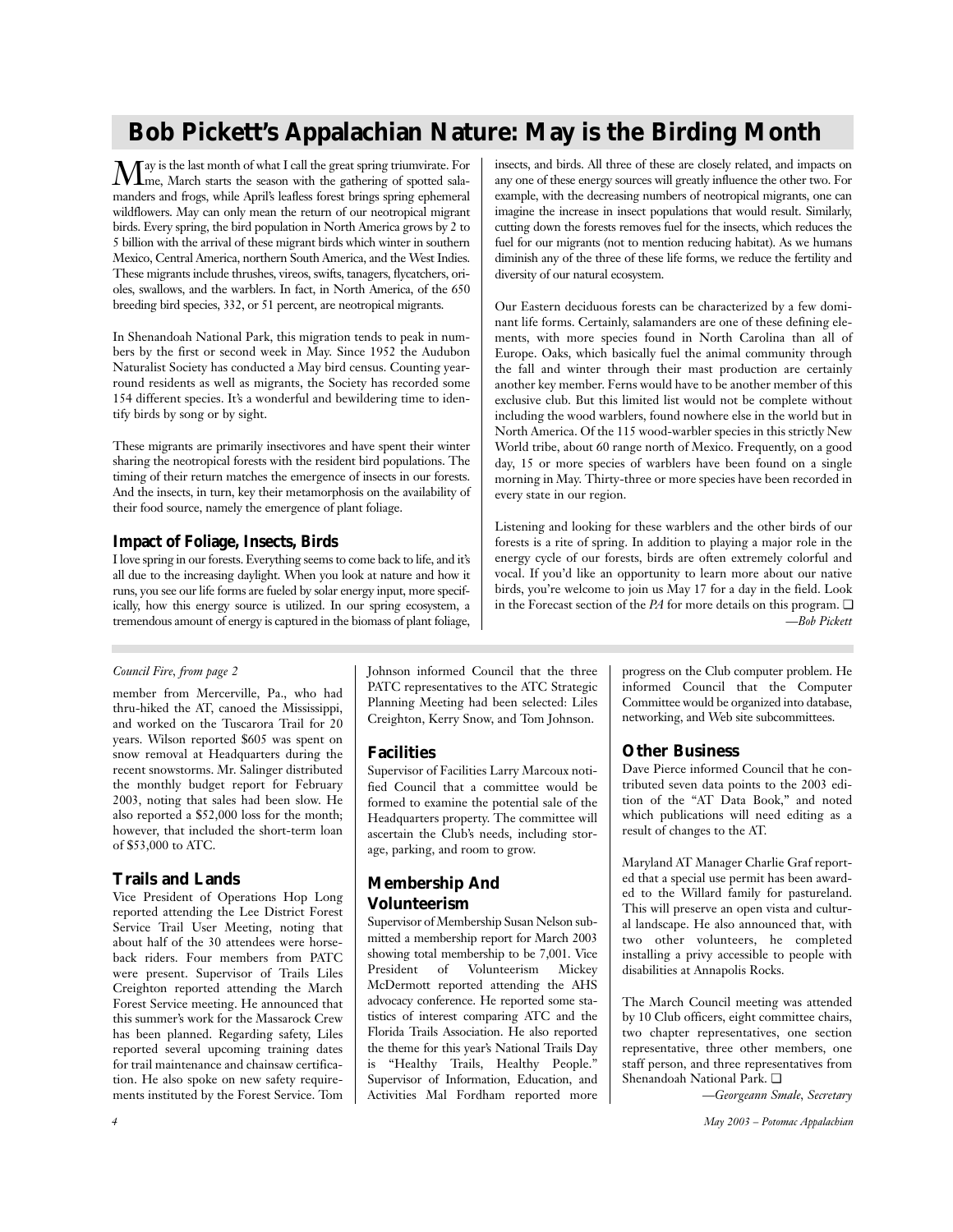# Bob Pickett's Appalachian Nature: May is the Birding Month

May is the last month of what I call the great spring triumvirate. For me, March starts the season with the gathering of spotted salamanders and frogs, while April's leafless forest brings spring ephemeral wildflowers. May can only mean the return of our neotropical migrant birds. Every spring, the bird population in North America grows by 2 to 5 billion with the arrival of these migrant birds which winter in southern Mexico, Central America, northern South America, and the West Indies. These migrants include thrushes, vireos, swifts, tanagers, flycatchers, orioles, swallows, and the warblers. In fact, in North America, of the 650 breeding bird species, 332, or 51 percent, are neotropical migrants.

In Shenandoah National Park, this migration tends to peak in numbers by the first or second week in May. Since 1952 the Audubon Naturalist Society has conducted a May bird census. Counting year-round residents as well as migrants, the Society has recorded some 154 different species. It's a wonderful and bewildering time to identify birds by song or by sight.

These migrants are primarily insectivores and have spent their winter sharing the neotropical forests with the resident bird populations. The timing of their return matches the emergence of insects in our forests. And the insects, in turn, key their metamorphosis on the availability of their food source, namely the emergence of plant foliage.

### Impact of Foliage, Insects, Birds

I love spring in our forests. Everything seems to come back to life, and it's all due to the increasing daylight. When you look at nature and how it runs, you see our life forms are fueled by solar energy input, more specifically, how this energy source is utilized. In our spring ecosystem, a tremendous amount of energy is captured in the biomass of plant foliage, insects, and birds. All three of these are closely related, and impacts on any one of these energy sources will greatly influence the other two. For example, with the decreasing numbers of neotropical migrants, one can imagine the increase in insect populations that would result. Similarly, cutting down the forests removes fuel for the insects, which reduces the fuel for our migrants (not to mention reducing habitat). As we humans diminish any of the three of these life forms, we reduce the fertility and diversity of our natural ecosystem.

Our Eastern deciduous forests can be characterized by a few dominant life forms. Certainly, salamanders are one of these defining elements, with more species found in North Carolina than all of Europe. Oaks, which basically fuel the animal community through the fall and winter through their mast production are certainly another key member. Ferns would have to be another member of this exclusive club. But this limited list would not be complete without including the wood warblers, found nowhere else in the world but in North America. Of the 115 wood-warbler species in this strictly New World tribe, about 60 range north of Mexico. Frequently, on a good day, 15 or more species of warblers have been found on a single morning in May. Thirty-three or more species have been recorded in every state in our region.

Listening and looking for these warblers and the other birds of our forests is a rite of spring. In addition to playing a major role in the energy cycle of our forests, birds are often extremely colorful and vocal. If you'd like an opportunity to learn more about our native birds, you're welcome to join us May 17 for a day in the field. Look in the Forecast section of the *PA* for more details on this program. ❑

*—Bob Pickett*

---

*Council Fire, from page 2*

member from Mercerville, Pa., who had thru-hiked the AT, canoed the Mississippi, and worked on the Tuscarora Trail for 20 years. Wilson reported $605 was spent on snow removal at Headquarters during the recent snowstorms. Mr. Salinger distributed the monthly budget report for February 2003, noting that sales had been slow. He also reported a $52,000 loss for the month; however, that included the short-term loan of $53,000 to ATC.

### Trails and Lands

Vice President of Operations Hop Long reported attending the Lee District Forest Service Trail User Meeting, noting that about half of the 30 attendees were horseback riders. Four members from PATC were present. Supervisor of Trails Liles Creighton reported attending the March Forest Service meeting. He announced that this summer's work for the Massarock Crew has been planned. Regarding safety, Liles reported several upcoming training dates for trail maintenance and chainsaw certification. He also spoke on new safety requirements instituted by the Forest Service. Tom Johnson informed Council that the three PATC representatives to the ATC Strategic Planning Meeting had been selected: Liles Creighton, Kerry Snow, and Tom Johnson.

### Facilities

Supervisor of Facilities Larry Marcoux notified Council that a committee would be formed to examine the potential sale of the Headquarters property. The committee will ascertain the Club's needs, including storage, parking, and room to grow.

### Membership And Volunteerism

Supervisor of Membership Susan Nelson submitted a membership report for March 2003 showing total membership to be 7,001. Vice President of Volunteerism Mickey McDermott reported attending the AHS advocacy conference. He reported some statistics of interest comparing ATC and the Florida Trails Association. He also reported the theme for this year's National Trails Day is "Healthy Trails, Healthy People." Supervisor of Information, Education, and Activities Mal Fordham reported more progress on the Club computer problem. He informed Council that the Computer Committee would be organized into database, networking, and Web site subcommittees.

### Other Business

Dave Pierce informed Council that he contributed seven data points to the 2003 edition of the "AT Data Book," and noted which publications will need editing as a result of changes to the AT.

Maryland AT Manager Charlie Graf reported that a special use permit has been awarded to the Willard family for pastureland. This will preserve an open vista and cultural landscape. He also announced that, with two other volunteers, he completed installing a privy accessible to people with disabilities at Annapolis Rocks.

The March Council meeting was attended by 10 Club officers, eight committee chairs, two chapter representatives, one section representative, three other members, one staff person, and three representatives from Shenandoah National Park. ❑

*—Georgeann Smale, Secretary*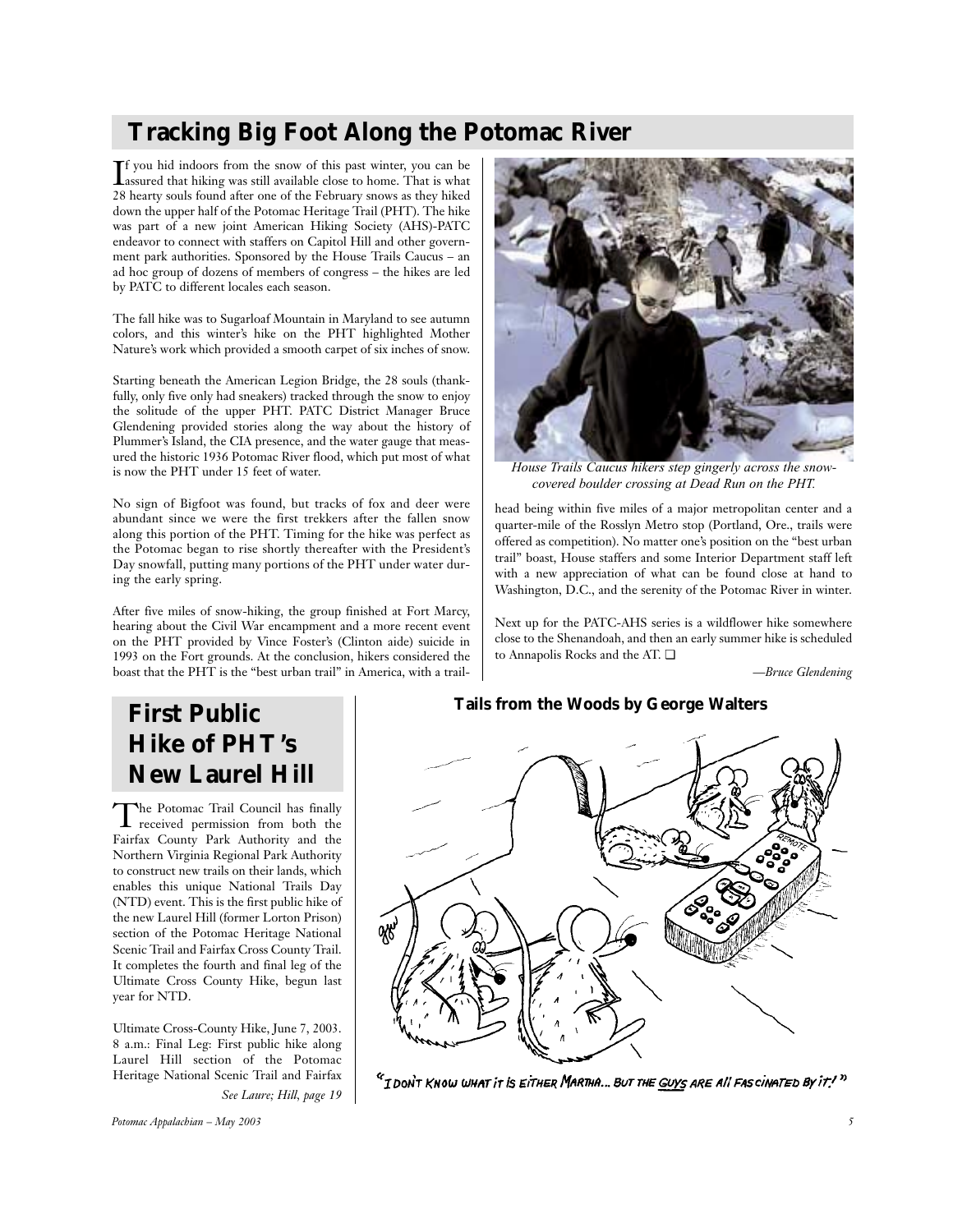## Tracking Big Foot Along the Potomac River

If you hid indoors from the snow of this past winter, you can be assured that hiking was still available close to home. That is what 28 hearty souls found after one of the February snows as they hiked down the upper half of the Potomac Heritage Trail (PHT). The hike was part of a new joint American Hiking Society (AHS)-PATC endeavor to connect with staffers on Capitol Hill and other government park authorities. Sponsored by the House Trails Caucus – an ad hoc group of dozens of members of congress – the hikes are led by PATC to different locales each season.

The fall hike was to Sugarloaf Mountain in Maryland to see autumn colors, and this winter's hike on the PHT highlighted Mother Nature's work which provided a smooth carpet of six inches of snow.

Starting beneath the American Legion Bridge, the 28 souls (thankfully, only five only had sneakers) tracked through the snow to enjoy the solitude of the upper PHT. PATC District Manager Bruce Glendening provided stories along the way about the history of Plummer's Island, the CIA presence, and the water gauge that measured the historic 1936 Potomac River flood, which put most of what is now the PHT under 15 feet of water.

No sign of Bigfoot was found, but tracks of fox and deer were abundant since we were the first trekkers after the fallen snow along this portion of the PHT. Timing for the hike was perfect as the Potomac began to rise shortly thereafter with the President's Day snowfall, putting many portions of the PHT under water during the early spring.

After five miles of snow-hiking, the group finished at Fort Marcy, hearing about the Civil War encampment and a more recent event on the PHT provided by Vince Foster's (Clinton aide) suicide in 1993 on the Fort grounds. At the conclusion, hikers considered the boast that the PHT is the "best urban trail" in America, with a trailhead being within five miles of a major metropolitan center and a quarter-mile of the Rosslyn Metro stop (Portland, Ore., trails were offered as competition). No matter one's position on the "best urban trail" boast, House staffers and some Interior Department staff left with a new appreciation of what can be found close at hand to Washington, D.C., and the serenity of the Potomac River in winter.

*House Trails Caucus hikers step gingerly across the snow-covered boulder crossing at Dead Run on the PHT.*

Next up for the PATC-AHS series is a wildflower hike somewhere close to the Shenandoah, and then an early summer hike is scheduled to Annapolis Rocks and the AT. ❑

*—Bruce Glendening*

## First Public Hike of PHT's New Laurel Hill

The Potomac Trail Council has finally received permission from both the Fairfax County Park Authority and the Northern Virginia Regional Park Authority to construct new trails on their lands, which enables this unique National Trails Day (NTD) event. This is the first public hike of the new Laurel Hill (former Lorton Prison) section of the Potomac Heritage National Scenic Trail and Fairfax Cross County Trail. It completes the fourth and final leg of the Ultimate Cross County Hike, begun last year for NTD.

Ultimate Cross-County Hike, June 7, 2003. 8 a.m.: Final Leg: First public hike along Laurel Hill section of the Potomac Heritage National Scenic Trail and Fairfax

*See Laure; Hill, page 19*

### Tails from the Woods by George Walters

"I DON'T KNOW WHAT IT IS EITHER MARTHA... BUT THE GUYS ARE ALL FASCINATED BY IT!"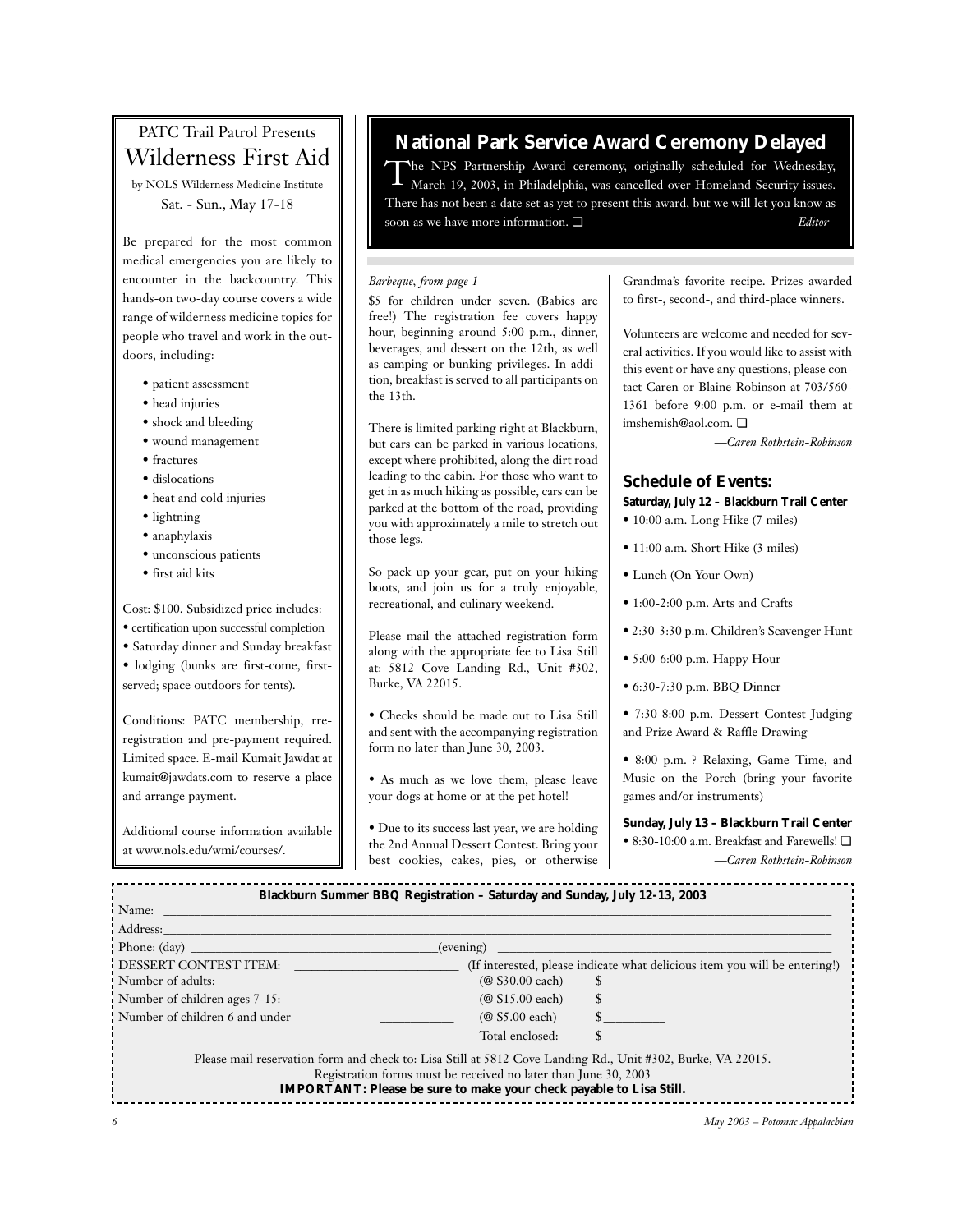PATC Trail Patrol Presents

# Wilderness First Aid

by NOLS Wilderness Medicine Institute

Sat. - Sun., May 17-18

Be prepared for the most common medical emergencies you are likely to encounter in the backcountry. This hands-on two-day course covers a wide range of wilderness medicine topics for people who travel and work in the outdoors, including:

- patient assessment
- head injuries
- shock and bleeding
- wound management
- fractures
- dislocations
- heat and cold injuries
- lightning
- anaphylaxis
- unconscious patients
- first aid kits

Cost: $100. Subsidized price includes:

- certification upon successful completion
- Saturday dinner and Sunday breakfast
- lodging (bunks are first-come, first-served; space outdoors for tents).

Conditions: PATC membership, rre-registration and pre-payment required. Limited space. E-mail Kumait Jawdat at kumait@jawdats.com to reserve a place and arrange payment.

Additional course information available at www.nols.edu/wmi/courses/.

# National Park Service Award Ceremony Delayed

The NPS Partnership Award ceremony, originally scheduled for Wednesday, March 19, 2003, in Philadelphia, was cancelled over Homeland Security issues. There has not been a date set as yet to present this award, but we will let you know as soon as we have more information. ❑

*—Editor*

*Barbeque, from page 1*

$5 for children under seven. (Babies are free!) The registration fee covers happy hour, beginning around 5:00 p.m., dinner, beverages, and dessert on the 12th, as well as camping or bunking privileges. In addition, breakfast is served to all participants on the 13th.

There is limited parking right at Blackburn, but cars can be parked in various locations, except where prohibited, along the dirt road leading to the cabin. For those who want to get in as much hiking as possible, cars can be parked at the bottom of the road, providing you with approximately a mile to stretch out those legs.

So pack up your gear, put on your hiking boots, and join us for a truly enjoyable, recreational, and culinary weekend.

Please mail the attached registration form along with the appropriate fee to Lisa Still at: 5812 Cove Landing Rd., Unit #302, Burke, VA 22015.

- Checks should be made out to Lisa Still and sent with the accompanying registration form no later than June 30, 2003.
- As much as we love them, please leave your dogs at home or at the pet hotel!
- Due to its success last year, we are holding the 2nd Annual Dessert Contest. Bring your best cookies, cakes, pies, or otherwise Grandma's favorite recipe. Prizes awarded to first-, second-, and third-place winners.

Volunteers are welcome and needed for several activities. If you would like to assist with this event or have any questions, please contact Caren or Blaine Robinson at 703/560-1361 before 9:00 p.m. or e-mail them at imshemish@aol.com. ❑

*—Caren Rothstein-Robinson*

## Schedule of Events:

**Saturday, July 12 – Blackburn Trail Center**

- 10:00 a.m. Long Hike (7 miles)
- 11:00 a.m. Short Hike (3 miles)
- Lunch (On Your Own)
- 1:00-2:00 p.m. Arts and Crafts
- 2:30-3:30 p.m. Children's Scavenger Hunt
- 5:00-6:00 p.m. Happy Hour
- 6:30-7:30 p.m. BBQ Dinner
- 7:30-8:00 p.m. Dessert Contest Judging and Prize Award & Raffle Drawing
- 8:00 p.m.-? Relaxing, Game Time, and Music on the Porch (bring your favorite games and/or instruments)

**Sunday, July 13 – Blackburn Trail Center**

- 8:30-10:00 a.m. Breakfast and Farewells! ❑

*—Caren Rothstein-Robinson*

---

**Blackburn Summer BBQ Registration – Saturday and Sunday, July 12-13, 2003**

Name: ______________________________

Address: ______________________________

Phone: (day) ______________ (evening) ______________

DESSERT CONTEST ITEM: ______________ (If interested, please indicate what delicious item you will be entering!)

| | | | |
|---|---|---|---|
| Number of adults: | ________ | (@ $30.00 each) | $________ |
| Number of children ages 7-15: | ________ | (@ $15.00 each) | $________ |
| Number of children 6 and under | ________ | (@ $5.00 each) | $________ |
| | | Total enclosed: | $________ |

Please mail reservation form and check to: Lisa Still at 5812 Cove Landing Rd., Unit #302, Burke, VA 22015.
Registration forms must be received no later than June 30, 2003

**IMPORTANT: Please be sure to make your check payable to Lisa Still.**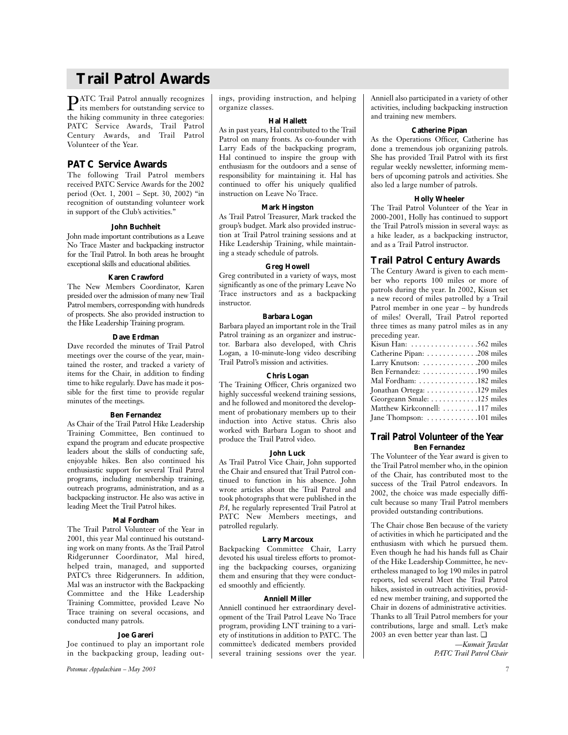# Trail Patrol Awards

PATC Trail Patrol annually recognizes its members for outstanding service to the hiking community in three categories: PATC Service Awards, Trail Patrol Century Awards, and Trail Patrol Volunteer of the Year.

## PATC Service Awards

The following Trail Patrol members received PATC Service Awards for the 2002 period (Oct. 1, 2001 – Sept. 30, 2002) "in recognition of outstanding volunteer work in support of the Club's activities."

### John Buchheit

John made important contributions as a Leave No Trace Master and backpacking instructor for the Trail Patrol. In both areas he brought exceptional skills and educational abilities.

### Karen Crawford

The New Members Coordinator, Karen presided over the admission of many new Trail Patrol members, corresponding with hundreds of prospects. She also provided instruction to the Hike Leadership Training program.

### Dave Erdman

Dave recorded the minutes of Trail Patrol meetings over the course of the year, maintained the roster, and tracked a variety of items for the Chair, in addition to finding time to hike regularly. Dave has made it possible for the first time to provide regular minutes of the meetings.

### Ben Fernandez

As Chair of the Trail Patrol Hike Leadership Training Committee, Ben continued to expand the program and educate prospective leaders about the skills of conducting safe, enjoyable hikes. Ben also continued his enthusiastic support for several Trail Patrol programs, including membership training, outreach programs, administration, and as a backpacking instructor. He also was active in leading Meet the Trail Patrol hikes.

### Mal Fordham

The Trail Patrol Volunteer of the Year in 2001, this year Mal continued his outstanding work on many fronts. As the Trail Patrol Ridgerunner Coordinator, Mal hired, helped train, managed, and supported PATC's three Ridgerunners. In addition, Mal was an instructor with the Backpacking Committee and the Hike Leadership Training Committee, provided Leave No Trace training on several occasions, and conducted many patrols.

### Joe Gareri

Joe continued to play an important role in the backpacking group, leading outings, providing instruction, and helping organize classes.

### Hal Hallett

As in past years, Hal contributed to the Trail Patrol on many fronts. As co-founder with Larry Eads of the backpacking program, Hal continued to inspire the group with enthusiasm for the outdoors and a sense of responsibility for maintaining it. Hal has continued to offer his uniquely qualified instruction on Leave No Trace.

### Mark Hingston

As Trail Patrol Treasurer, Mark tracked the group's budget. Mark also provided instruction at Trail Patrol training sessions and at Hike Leadership Training, while maintaining a steady schedule of patrols.

### Greg Howell

Greg contributed in a variety of ways, most significantly as one of the primary Leave No Trace instructors and as a backpacking instructor.

### Barbara Logan

Barbara played an important role in the Trail Patrol training as an organizer and instructor. Barbara also developed, with Chris Logan, a 10-minute-long video describing Trail Patrol's mission and activities.

### Chris Logan

The Training Officer, Chris organized two highly successful weekend training sessions, and he followed and monitored the development of probationary members up to their induction into Active status. Chris also worked with Barbara Logan to shoot and produce the Trail Patrol video.

### John Luck

As Trail Patrol Vice Chair, John supported the Chair and ensured that Trail Patrol continued to function in his absence. John wrote articles about the Trail Patrol and took photographs that were published in the *PA*, he regularly represented Trail Patrol at PATC New Members meetings, and patrolled regularly.

### Larry Marcoux

Backpacking Committee Chair, Larry devoted his usual tireless efforts to promoting the backpacking courses, organizing them and ensuring that they were conducted smoothly and efficiently.

### Anniell Miller

Anniell continued her extraordinary development of the Trail Patrol Leave No Trace program, providing LNT training to a variety of institutions in addition to PATC. The committee's dedicated members provided several training sessions over the year. Anniell also participated in a variety of other activities, including backpacking instruction and training new members.

### Catherine Pipan

As the Operations Officer, Catherine has done a tremendous job organizing patrols. She has provided Trail Patrol with its first regular weekly newsletter, informing members of upcoming patrols and activities. She also led a large number of patrols.

### Holly Wheeler

The Trail Patrol Volunteer of the Year in 2000-2001, Holly has continued to support the Trail Patrol's mission in several ways: as a hike leader, as a backpacking instructor, and as a Trail Patrol instructor.

## Trail Patrol Century Awards

The Century Award is given to each member who reports 100 miles or more of patrols during the year. In 2002, Kisun set a new record of miles patrolled by a Trail Patrol member in one year – by hundreds of miles! Overall, Trail Patrol reported three times as many patrol miles as in any preceding year.

Kisun Han: . . . . . . . . . . . . . . . . .562 miles
Catherine Pipan: . . . . . . . . . . . . .208 miles
Larry Knutson: . . . . . . . . . . . . . .200 miles
Ben Fernandez: . . . . . . . . . . . . . .190 miles
Mal Fordham: . . . . . . . . . . . . . . .182 miles
Jonathan Ortega: . . . . . . . . . . . . .129 miles
Georgeann Smale: . . . . . . . . . . . .125 miles
Matthew Kirkconnell: . . . . . . . . .117 miles
Jane Thompson: . . . . . . . . . . . . .101 miles

## Trail Patrol Volunteer of the Year

### Ben Fernandez

The Volunteer of the Year award is given to the Trail Patrol member who, in the opinion of the Chair, has contributed most to the success of the Trail Patrol endeavors. In 2002, the choice was made especially difficult because so many Trail Patrol members provided outstanding contributions.

The Chair chose Ben because of the variety of activities in which he participated and the enthusiasm with which he pursued them. Even though he had his hands full as Chair of the Hike Leadership Committee, he nevertheless managed to log 190 miles in patrol reports, led several Meet the Trail Patrol hikes, assisted in outreach activities, provided new member training, and supported the Chair in dozens of administrative activities. Thanks to all Trail Patrol members for your contributions, large and small. Let's make 2003 an even better year than last. ❑

*—Kumait Jawdat*
*PATC Trail Patrol Chair*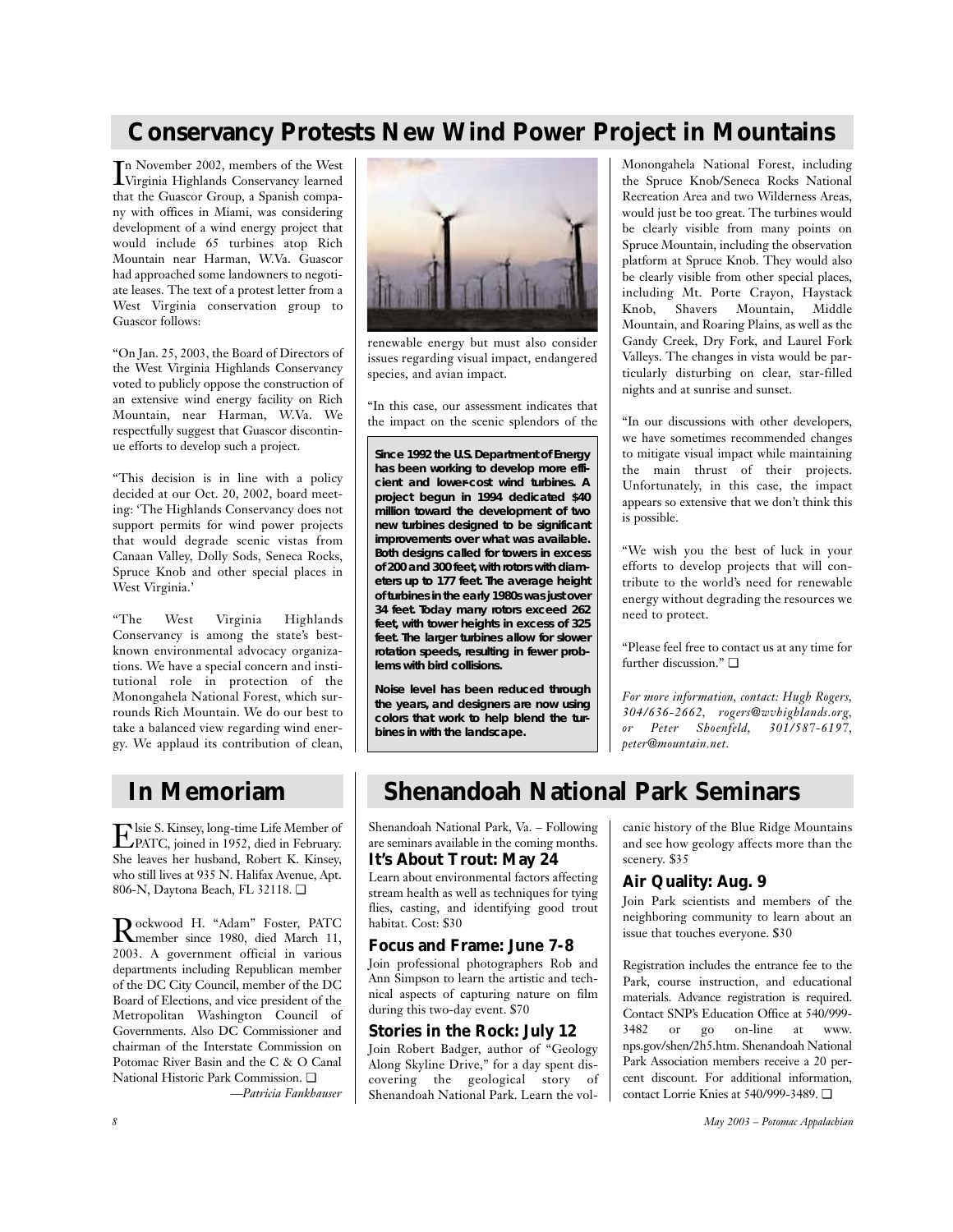## Conservancy Protests New Wind Power Project in Mountains

In November 2002, members of the West Virginia Highlands Conservancy learned that the Guascor Group, a Spanish company with offices in Miami, was considering development of a wind energy project that would include 65 turbines atop Rich Mountain near Harman, W.Va. Guascor had approached some landowners to negotiate leases. The text of a protest letter from a West Virginia conservation group to Guascor follows:

"On Jan. 25, 2003, the Board of Directors of the West Virginia Highlands Conservancy voted to publicly oppose the construction of an extensive wind energy facility on Rich Mountain, near Harman, W.Va. We respectfully suggest that Guascor discontinue efforts to develop such a project.

"This decision is in line with a policy decided at our Oct. 20, 2002, board meeting: 'The Highlands Conservancy does not support permits for wind power projects that would degrade scenic vistas from Canaan Valley, Dolly Sods, Seneca Rocks, Spruce Knob and other special places in West Virginia.'

"The West Virginia Highlands Conservancy is among the state's best-known environmental advocacy organizations. We have a special concern and institutional role in protection of the Monongahela National Forest, which surrounds Rich Mountain. We do our best to take a balanced view regarding wind energy. We applaud its contribution of clean, renewable energy but must also consider issues regarding visual impact, endangered species, and avian impact.

"In this case, our assessment indicates that the impact on the scenic splendors of the Monongahela National Forest, including the Spruce Knob/Seneca Rocks National Recreation Area and two Wilderness Areas, would just be too great. The turbines would be clearly visible from many points on Spruce Mountain, including the observation platform at Spruce Knob. They would also be clearly visible from other special places, including Mt. Porte Crayon, Haystack Knob, Shavers Mountain, Middle Mountain, and Roaring Plains, as well as the Gandy Creek, Dry Fork, and Laurel Fork Valleys. The changes in vista would be particularly disturbing on clear, star-filled nights and at sunrise and sunset.

"In our discussions with other developers, we have sometimes recommended changes to mitigate visual impact while maintaining the main thrust of their projects. Unfortunately, in this case, the impact appears so extensive that we don't think this is possible.

"We wish you the best of luck in your efforts to develop projects that will contribute to the world's need for renewable energy without degrading the resources we need to protect.

"Please feel free to contact us at any time for further discussion." ❑

*For more information, contact: Hugh Rogers, 304/636-2662, rogers@wvhighlands.org, or Peter Shoenfeld, 301/587-6197, peter@mountain.net.*

**Since 1992 the U.S. Department of Energy has been working to develop more efficient and lower-cost wind turbines. A project begun in 1994 dedicated $40 million toward the development of two new turbines designed to be significant improvements over what was available. Both designs called for towers in excess of 200 and 300 feet, with rotors with diameters up to 177 feet. The average height of turbines in the early 1980s was just over 34 feet. Today many rotors exceed 262 feet, with tower heights in excess of 325 feet. The larger turbines allow for slower rotation speeds, resulting in fewer problems with bird collisions.**

**Noise level has been reduced through the years, and designers are now using colors that work to help blend the turbines in with the landscape.**

## In Memoriam

Elsie S. Kinsey, long-time Life Member of PATC, joined in 1952, died in February. She leaves her husband, Robert K. Kinsey, who still lives at 935 N. Halifax Avenue, Apt. 806-N, Daytona Beach, FL 32118. ❑

Rockwood H. "Adam" Foster, PATC member since 1980, died March 11, 2003. A government official in various departments including Republican member of the DC City Council, member of the DC Board of Elections, and vice president of the Metropolitan Washington Council of Governments. Also DC Commissioner and chairman of the Interstate Commission on Potomac River Basin and the C & O Canal National Historic Park Commission. ❑

*—Patricia Fankhauser*

## Shenandoah National Park Seminars

Shenandoah National Park, Va. – Following are seminars available in the coming months.

### It's About Trout: May 24

Learn about environmental factors affecting stream health as well as techniques for tying flies, casting, and identifying good trout habitat. Cost: $30

### Focus and Frame: June 7-8

Join professional photographers Rob and Ann Simpson to learn the artistic and technical aspects of capturing nature on film during this two-day event. $70

### Stories in the Rock: July 12

Join Robert Badger, author of "Geology Along Skyline Drive," for a day spent discovering the geological story of Shenandoah National Park. Learn the volcanic history of the Blue Ridge Mountains and see how geology affects more than the scenery. $35

### Air Quality: Aug. 9

Join Park scientists and members of the neighboring community to learn about an issue that touches everyone. $30

Registration includes the entrance fee to the Park, course instruction, and educational materials. Advance registration is required. Contact SNP's Education Office at 540/999-3482 or go on-line at www.nps.gov/shen/2h5.htm. Shenandoah National Park Association members receive a 20 percent discount. For additional information, contact Lorrie Knies at 540/999-3489. ❑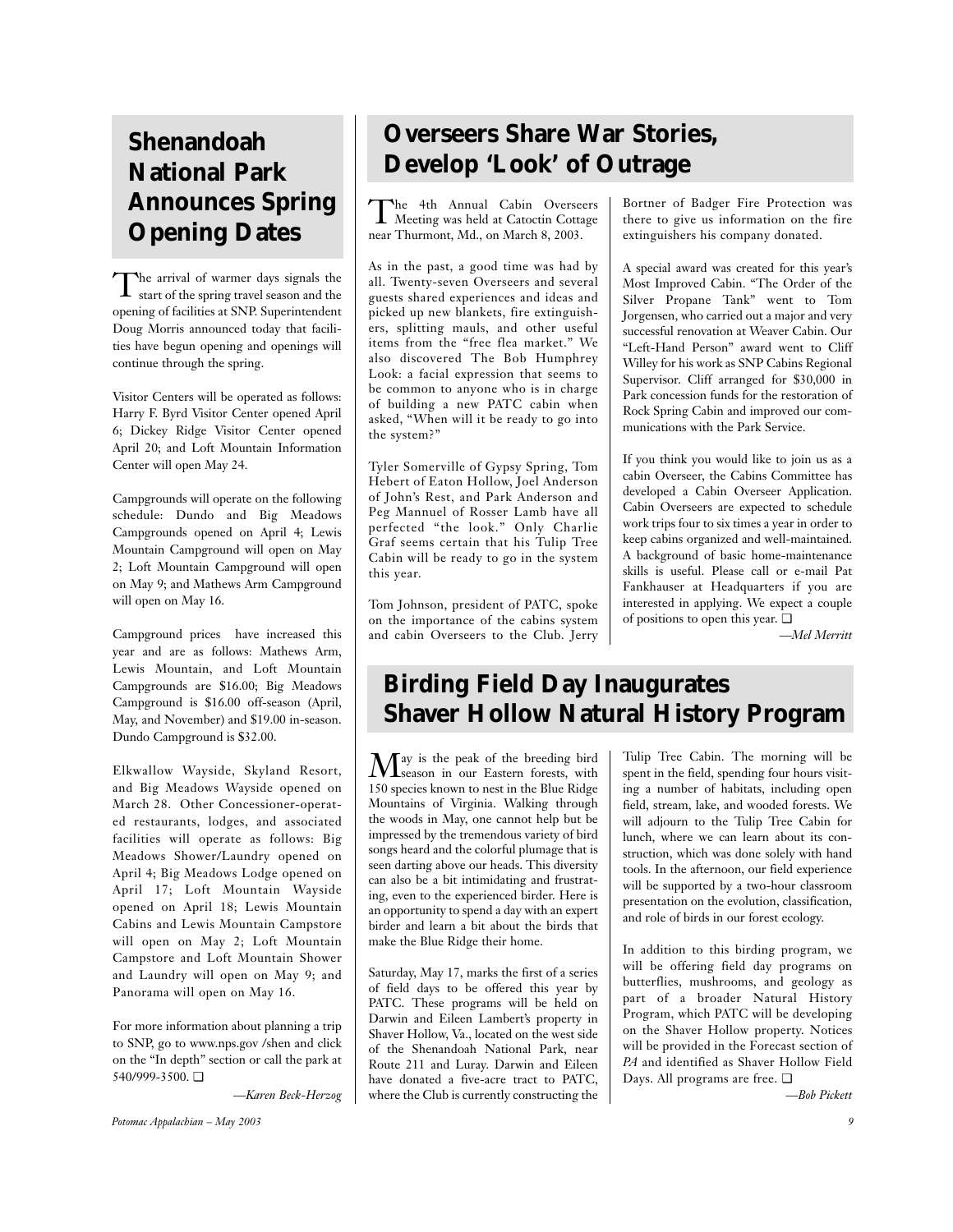## Shenandoah National Park Announces Spring Opening Dates

The arrival of warmer days signals the start of the spring travel season and the opening of facilities at SNP. Superintendent Doug Morris announced today that facilities have begun opening and openings will continue through the spring.

Visitor Centers will be operated as follows: Harry F. Byrd Visitor Center opened April 6; Dickey Ridge Visitor Center opened April 20; and Loft Mountain Information Center will open May 24.

Campgrounds will operate on the following schedule: Dundo and Big Meadows Campgrounds opened on April 4; Lewis Mountain Campground will open on May 2; Loft Mountain Campground will open on May 9; and Mathews Arm Campground will open on May 16.

Campground prices have increased this year and are as follows: Mathews Arm, Lewis Mountain, and Loft Mountain Campgrounds are $16.00; Big Meadows Campground is $16.00 off-season (April, May, and November) and $19.00 in-season. Dundo Campground is $32.00.

Elkwallow Wayside, Skyland Resort, and Big Meadows Wayside opened on March 28. Other Concessioner-operated restaurants, lodges, and associated facilities will operate as follows: Big Meadows Shower/Laundry opened on April 4; Big Meadows Lodge opened on April 17; Loft Mountain Wayside opened on April 18; Lewis Mountain Cabins and Lewis Mountain Campstore will open on May 2; Loft Mountain Campstore and Loft Mountain Shower and Laundry will open on May 9; and Panorama will open on May 16.

For more information about planning a trip to SNP, go to www.nps.gov /shen and click on the "In depth" section or call the park at 540/999-3500. ❑

*—Karen Beck-Herzog*

## Overseers Share War Stories, Develop 'Look' of Outrage

The 4th Annual Cabin Overseers Meeting was held at Catoctin Cottage near Thurmont, Md., on March 8, 2003.

As in the past, a good time was had by all. Twenty-seven Overseers and several guests shared experiences and ideas and picked up new blankets, fire extinguishers, splitting mauls, and other useful items from the "free flea market." We also discovered The Bob Humphrey Look: a facial expression that seems to be common to anyone who is in charge of building a new PATC cabin when asked, "When will it be ready to go into the system?"

Tyler Somerville of Gypsy Spring, Tom Hebert of Eaton Hollow, Joel Anderson of John's Rest, and Park Anderson and Peg Mannuel of Rosser Lamb have all perfected "the look." Only Charlie Graf seems certain that his Tulip Tree Cabin will be ready to go in the system this year.

Tom Johnson, president of PATC, spoke on the importance of the cabins system and cabin Overseers to the Club. Jerry Bortner of Badger Fire Protection was there to give us information on the fire extinguishers his company donated.

A special award was created for this year's Most Improved Cabin. "The Order of the Silver Propane Tank" went to Tom Jorgensen, who carried out a major and very successful renovation at Weaver Cabin. Our "Left-Hand Person" award went to Cliff Willey for his work as SNP Cabins Regional Supervisor. Cliff arranged for $30,000 in Park concession funds for the restoration of Rock Spring Cabin and improved our communications with the Park Service.

If you think you would like to join us as a cabin Overseer, the Cabins Committee has developed a Cabin Overseer Application. Cabin Overseers are expected to schedule work trips four to six times a year in order to keep cabins organized and well-maintained. A background of basic home-maintenance skills is useful. Please call or e-mail Pat Fankhauser at Headquarters if you are interested in applying. We expect a couple of positions to open this year. ❑

*—Mel Merritt*

## Birding Field Day Inaugurates Shaver Hollow Natural History Program

May is the peak of the breeding bird season in our Eastern forests, with 150 species known to nest in the Blue Ridge Mountains of Virginia. Walking through the woods in May, one cannot help but be impressed by the tremendous variety of bird songs heard and the colorful plumage that is seen darting above our heads. This diversity can also be a bit intimidating and frustrating, even to the experienced birder. Here is an opportunity to spend a day with an expert birder and learn a bit about the birds that make the Blue Ridge their home.

Saturday, May 17, marks the first of a series of field days to be offered this year by PATC. These programs will be held on Darwin and Eileen Lambert's property in Shaver Hollow, Va., located on the west side of the Shenandoah National Park, near Route 211 and Luray. Darwin and Eileen have donated a five-acre tract to PATC, where the Club is currently constructing the Tulip Tree Cabin. The morning will be spent in the field, spending four hours visiting a number of habitats, including open field, stream, lake, and wooded forests. We will adjourn to the Tulip Tree Cabin for lunch, where we can learn about its construction, which was done solely with hand tools. In the afternoon, our field experience will be supported by a two-hour classroom presentation on the evolution, classification, and role of birds in our forest ecology.

In addition to this birding program, we will be offering field day programs on butterflies, mushrooms, and geology as part of a broader Natural History Program, which PATC will be developing on the Shaver Hollow property. Notices will be provided in the Forecast section of *PA* and identified as Shaver Hollow Field Days. All programs are free. ❑

*—Bob Pickett*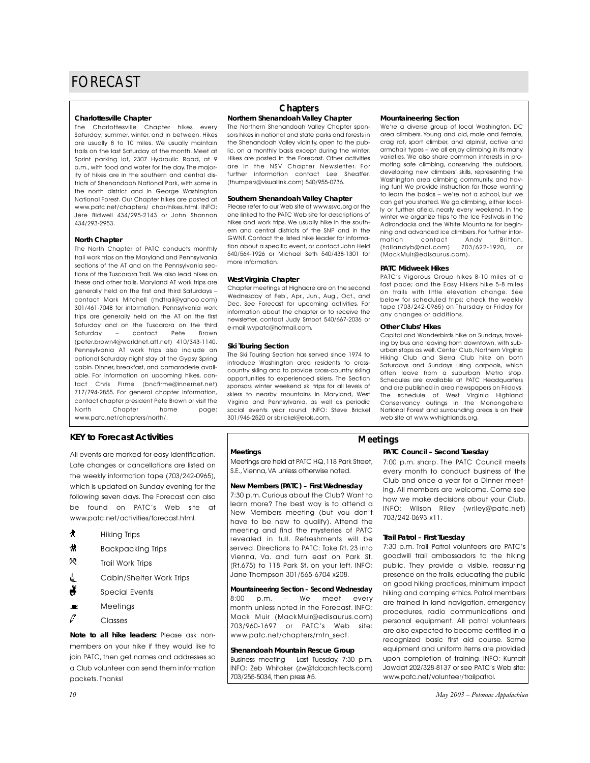# FORECAST

## Chapters

**Charlottesville Chapter**

The Charlottesville Chapter hikes every Saturday; summer, winter, and in between. Hikes are usually 8 to 10 miles. We usually maintain trails on the last Saturday of the month. Meet at Sprint parking lot, 2307 Hydraulic Road, at 9 a.m., with food and water for the day. The majority of hikes are in the southern and central districts of Shenandoah National Park, with some in the north district and in George Washington National Forest. Our Chapter hikes are posted at www.patc.net/chapters/ char/hikes.html. INFO: Jere Bidwell 434/295-2143 or John Shannon 434/293-2953.

**North Chapter**

The North Chapter of PATC conducts monthly trail work trips on the Maryland and Pennsylvania sections of the AT and on the Pennsylvania sections of the Tuscarora Trail. We also lead hikes on these and other trails. Maryland AT work trips are generally held on the first and third Saturdays – contact Mark Mitchell (mdtrail@yahoo.com) 301/461-7048 for information. Pennsylvania work trips are generally held on the AT on the first Saturday and on the Tuscarora on the third Saturday – contact Pete Brown (peter.brown4@worldnet.att.net) 410/343-1140. Pennsylvania AT work trips also include an optional Saturday night stay at the Gypsy Spring cabin. Dinner, breakfast, and camaraderie available. For information on upcoming hikes, contact Chris Firme (bncfirme@innernet.net) 717/794-2855. For general chapter information, contact chapter president Pete Brown or visit the North Chapter home page: www.patc.net/chapters/north/.

**Northern Shenandoah Valley Chapter**

The Northern Shenandoah Valley Chapter sponsors hikes in national and state parks and forests in the Shenandoah Valley vicinity, open to the public, on a monthly basis except during the winter. Hikes are posted in the Forecast. Other activities are in the NSV Chapter Newsletter. For further information contact Lee Sheaffer, (thumpers@visuallink.com) 540/955-0736.

**Southern Shenandoah Valley Chapter**

Please refer to our Web site at www.ssvc.org or the one linked to the PATC Web site for descriptions of hikes and work trips. We usually hike in the southern and central districts of the SNP and in the GWNF. Contact the listed hike leader for information about a specific event, or contact John Held 540/564-1926 or Michael Seth 540/438-1301 for more information.

**West Virginia Chapter**

Chapter meetings at Highacre are on the second Wednesday of Feb., Apr., Jun., Aug., Oct., and Dec. See Forecast for upcoming activities. For information about the chapter or to receive the newsletter, contact Judy Smoot 540/667-2036 or e-mail wvpatc@hotmail.com.

**Ski Touring Section**

The Ski Touring Section has served since 1974 to introduce Washington area residents to cross-country skiing and to provide cross-country skiing opportunities to experienced skiers. The Section sponsors winter weekend ski trips for all levels of skiers to nearby mountains in Maryland, West Virginia and Pennsylvania, as well as periodic social events year round. INFO: Steve Brickel 301/946-2520 or sbrickel@erols.com.

**Mountaineering Section**

We're a diverse group of local Washington, DC area climbers. Young and old, male and female, crag rat, sport climber, and alpinist, active and armchair types – we all enjoy climbing in its many varieties. We also share common interests in promoting safe climbing, conserving the outdoors, developing new climbers' skills, representing the Washington area climbing community, and having fun! We provide instruction for those wanting to learn the basics – we're not a school, but we can get you started. We go climbing, either locally or further afield, nearly every weekend. In the winter we organize trips to the Ice Festivals in the Adirondacks and the White Mountains for beginning and advanced ice climbers. For further information contact Andy Britton, (tallandyb@aol.com) 703/622-1920, or (MackMuir@edisaurus.com).

**PATC Midweek Hikes**

PATC's Vigorous Group hikes 8-10 miles at a fast pace; and the Easy Hikers hike 5-8 miles on trails with little elevation change. See below for scheduled trips; check the weekly tape (703/242-0965) on Thursday or Friday for any changes or additions.

**Other Clubs' Hikes**

Capital and Wanderbirds hike on Sundays, traveling by bus and leaving from downtown, with suburban stops as well. Center Club, Northern Virginia Hiking Club and Sierra Club hike on both Saturdays and Sundays using carpools, which often leave from a suburban Metro stop. Schedules are available at PATC Headquarters and are published in area newspapers on Fridays. The schedule of West Virginia Highland Conservancy outings in the Monongahela National Forest and surrounding areas is on their web site at www.wvhighlands.org.

## KEY to Forecast Activities

All events are marked for easy identification. Late changes or cancellations are listed on the weekly information tape (703/242-0965), which is updated on Sunday evening for the following seven days. The Forecast can also be found on PATC's Web site at www.patc.net/activities/forecast.html.

- Hiking Trips
- Backpacking Trips
- Trail Work Trips
- Cabin/Shelter Work Trips
- Special Events
- Meetings
- Classes

**Note to all hike leaders:** Please ask non-members on your hike if they would like to join PATC, then get names and addresses so a Club volunteer can send them information packets. Thanks!

## Meetings

**Meetings**

Meetings are held at PATC HQ, 118 Park Street, S.E., Vienna, VA unless otherwise noted.

**New Members (PATC) – First Wednesday**

7:30 p.m. Curious about the Club? Want to learn more? The best way is to attend a New Members meeting (but you don't have to be new to qualify). Attend the meeting and find the mysteries of PATC revealed in full. Refreshments will be served. Directions to PATC: Take Rt. 23 into Vienna, Va. and turn east on Park St. (Rt.675) to 118 Park St. on your left. INFO: Jane Thompson 301/565-6704 x208.

**Mountaineering Section – Second Wednesday**

8:00 p.m. – We meet every month unless noted in the Forecast. INFO: Mack Muir (MackMuir@edisaurus.com) 703/960-1697 or PATC's Web site: www.patc.net/chapters/mtn_sect.

**Shenandoah Mountain Rescue Group**

Business meeting – Last Tuesday, 7:30 p.m. INFO: Zeb Whitaker (zw@tdcarchitects.com) 703/255-5034, then press #5.

**PATC Council – Second Tuesday**

7:00 p.m. sharp. The PATC Council meets every month to conduct business of the Club and once a year for a Dinner meeting. All members are welcome. Come see how we make decisions about your Club. INFO: Wilson Riley (wriley@patc.net) 703/242-0693 x11.

**Trail Patrol – First Tuesday**

7:30 p.m. Trail Patrol volunteers are PATC's goodwill trail ambassadors to the hiking public. They provide a visible, reassuring presence on the trails, educating the public on good hiking practices, minimum impact hiking and camping ethics. Patrol members are trained in land navigation, emergency procedures, radio communications and personal equipment. All patrol volunteers are also expected to become certified in a recognized basic first aid course. Some equipment and uniform items are provided upon completion of training. INFO: Kumait Jawdat 202/328-8137 or see PATC's Web site: www.patc.net/volunteer/trailpatrol.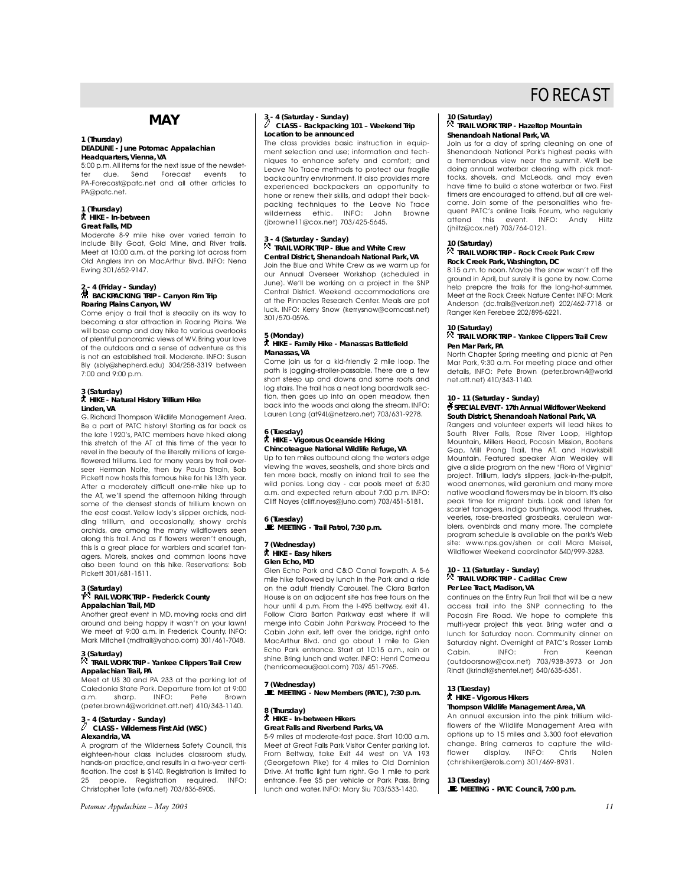# FORECAST

## MAY

**1 (Thursday)**
**DEADLINE - June Potomac Appalachian**
**Headquarters, Vienna, VA**

5:00 p.m. All items for the next issue of the newsletter due. Send Forecast events to PA-Forecast@patc.net and all other articles to PA@patc.net.

**1 (Thursday)**
**HIKE - In-between**
**Great Falls, MD**

Moderate 8-9 mile hike over varied terrain to include Billy Goat, Gold Mine, and River trails. Meet at 10:00 a.m. at the parking lot across from Old Anglers Inn on MacArthur Blvd. INFO: Nena Ewing 301/652-9147.

**2 - 4 (Friday - Sunday)**
**BACKPACKING TRIP - Canyon Rim Trip**
**Roaring Plains Canyon, WV**

Come enjoy a trail that is steadily on its way to becoming a star attraction in Roaring Plains. We will base camp and day hike to various overlooks of plentiful panoramic views of WV. Bring your love of the outdoors and a sense of adventure as this is not an established trail. Moderate. INFO: Susan Bly (sbly@shepherd.edu) 304/258-3319 between 7:00 and 9:00 p.m.

**3 (Saturday)**
**HIKE - Natural History Trillium Hike**
**Linden, VA**

G. Richard Thompson Wildlife Management Area. Be a part of PATC history! Starting as far back as the late 1920's, PATC members have hiked along this stretch of the AT at this time of the year to revel in the beauty of the literally millions of large-flowered trilliums. Led for many years by trail overseer Herman Nolte, then by Paula Strain, Bob Pickett now hosts this famous hike for his 13th year. After a moderately difficult one-mile hike up to the AT, we'll spend the afternoon hiking through some of the densest stands of trillium known on the east coast. Yellow lady's slipper orchids, nodding trillium, and occasionally, showy orchis orchids, are among the many wildflowers seen along this trail. And as if flowers weren't enough, this is a great place for warblers and scarlet tanagers. Morels, snakes and common loons have also been found on this hike. Reservations: Bob Pickett 301/681-1511.

**3 (Saturday)**
**TRAIL WORK TRIP - Frederick County**
**Appalachian Trail, MD**

Another great event in MD, moving rocks and dirt around and being happy it wasn't on your lawn! We meet at 9:00 a.m. in Frederick County. INFO: Mark Mitchell (mdtrail@yahoo.com) 301/461-7048.

**3 (Saturday)**
**TRAIL WORK TRIP - Yankee Clippers Trail Crew**
**Appalachian Trail, PA**

Meet at US 30 and PA 233 at the parking lot of Caledonia State Park. Departure from lot at 9:00 a.m. sharp. INFO: Pete Brown (peter.brown4@worldnet.att.net) 410/343-1140.

**3 - 4 (Saturday - Sunday)**
**CLASS - Wilderness First Aid (WSC)**
**Alexandria, VA**

A program of the Wilderness Safety Council, this eighteen-hour class includes classroom study, hands-on practice, and results in a two-year certification. The cost is $140. Registration is limited to 25 people. Registration required. INFO: Christopher Tate (wfa.net) 703/836-8905.

**3 - 4 (Saturday - Sunday)**
**CLASS - Backpacking 101 – Weekend Trip**
**Location to be announced**

The class provides basic instruction in equipment selection and use; information and techniques to enhance safety and comfort; and Leave No Trace methods to protect our fragile backcountry environment. It also provides more experienced backpackers an opportunity to hone or renew their skills, and adapt their backpacking techniques to the Leave No Trace wilderness ethic. INFO: John Browne (jbrowne11@cox.net) 703/425-5645.

**3 - 4 (Saturday - Sunday)**
**TRAIL WORK TRIP - Blue and White Crew**
**Central District, Shenandoah National Park, VA**

Join the Blue and White Crew as we warm up for our Annual Overseer Workshop (scheduled in June). We'll be working on a project in the SNP Central District. Weekend accommodations are at the Pinnacles Research Center. Meals are pot luck. INFO: Kerry Snow (kerrysnow@comcast.net) 301/570-0596.

**5 (Monday)**
**HIKE - Family Hike - Manassas Battlefield**
**Manassas, VA**

Come join us for a kid-friendly 2 mile loop. The path is jogging-stroller-passable. There are a few short steep up and downs and some roots and log stairs. The trail has a neat long boardwalk section, then goes up into an open meadow, then back into the woods and along the stream. INFO: Lauren Lang (at94L@netzero.net) 703/631-9278.

**6 (Tuesday)**
**HIKE - Vigorous Oceanside Hiking**
**Chincoteague National Wildlife Refuge, VA**

Up to ten miles outbound along the water's edge viewing the waves, seashells, and shore birds and ten more back, mostly on inland trail to see the wild ponies. Long day - car pools meet at 5:30 a.m. and expected return about 7:00 p.m. INFO: Cliff Noyes (cliff.noyes@juno.com) 703/451-5181.

**6 (Tuesday)**
**MEETING - Trail Patrol, 7:30 p.m.**

**7 (Wednesday)**
**HIKE - Easy hikers**
**Glen Echo, MD**

Glen Echo Park and C&O Canal Towpath. A 5-6 mile hike followed by lunch in the Park and a ride on the adult friendly Carousel. The Clara Barton House is on an adjacent site has free tours on the hour until 4 p.m. From the I-495 beltway, exit 41. Follow Clara Barton Parkway east where it will merge into Cabin John Parkway. Proceed to the Cabin John exit, left over the bridge, right onto MacArthur Blvd. and go about 1 mile to Glen Echo Park entrance. Start at 10:15 a.m., rain or shine. Bring lunch and water. INFO: Henri Comeau (henricomeau@aol.com) 703/ 451-7965.

**7 (Wednesday)**
**MEETING - New Members (PATC), 7:30 p.m.**

**8 (Thursday)**
**HIKE - In-between Hikers**
**Great Falls and Riverbend Parks, VA**

5-9 miles at moderate-fast pace. Start 10:00 a.m. Meet at Great Falls Park Visitor Center parking lot. From Beltway, take Exit 44 west on VA 193 (Georgetown Pike) for 4 miles to Old Dominion Drive. At traffic light turn right. Go 1 mile to park entrance. Fee $5 per vehicle or Park Pass. Bring lunch and water. INFO: Mary Siu 703/533-1430.

**10 (Saturday)**
**TRAIL WORK TRIP - Hazeltop Mountain**
**Shenandoah National Park, VA**

Join us for a day of spring cleaning on one of Shenandoah National Park's highest peaks with a tremendous view near the summit. We'll be doing annual waterbar clearing with pick mattocks, shovels, and McLeods, and may even have time to build a stone waterbar or two. First timers are encouraged to attend, but all are welcome. Join some of the personalities who frequent PATC's online Trails Forum, who regularly attend this event. INFO: Andy Hiltz (jhiltz@cox.net) 703/764-0121.

**10 (Saturday)**
**TRAIL WORK TRIP - Rock Creek Park Crew**
**Rock Creek Park, Washington, DC**

8:15 a.m. to noon. Maybe the snow wasn't off the ground in April, but surely it is gone by now. Come help prepare the trails for the long-hot-summer. Meet at the Rock Creek Nature Center. INFO: Mark Anderson (dc.trails@verizon.net) 202/462-7718 or Ranger Ken Ferebee 202/895-6221.

**10 (Saturday)**
**TRAIL WORK TRIP - Yankee Clippers Trail Crew**
**Pen Mar Park, PA**

North Chapter Spring meeting and picnic at Pen Mar Park, 9:30 a.m. For meeting place and other details, INFO: Pete Brown (peter.brown4@worldnet.att.net) 410/343-1140.

**10 - 11 (Saturday - Sunday)**
**SPECIAL EVENT - 17th Annual Wildflower Weekend**
**South District, Shenandoah National Park, VA**

Rangers and volunteer experts will lead hikes to South River Falls, Rose River Loop, Hightop Mountain, Millers Head, Pocosin Mission, Bootens Gap, Mill Prong Trail, the AT, and Hawksbill Mountain. Featured speaker Alan Weakley will give a slide program on the new "Flora of Virginia" project. Trillium, lady's slippers, jack-in-the-pulpit, wood anemones, wild geranium and many more native woodland flowers may be in bloom. It's also peak time for migrant birds. Look and listen for scarlet tanagers, indigo buntings, wood thrushes, veeries, rose-breasted grosbeaks, cerulean warblers, ovenbirds and many more. The complete program schedule is available on the park's Web site: www.nps.gov/shen or call Mara Meisel, Wildflower Weekend coordinator 540/999-3283.

**10 - 11 (Saturday - Sunday)**
**TRAIL WORK TRIP - Cadillac Crew**
**Per Lee Tract, Madison, VA**

continues on the Entry Run Trail that will be a new access trail into the SNP connecting to the Pocosin Fire Road. We hope to complete this multi-year project this year. Bring water and a lunch for Saturday noon. Community dinner on Saturday night. Overnight at PATC's Rosser Lamb Cabin. INFO: Fran Keenan (outdoorsnow@cox.net) 703/938-3973 or Jon Rindt (jkrindt@shentel.net) 540/635-6351.

**13 (Tuesday)**
**HIKE - Vigorous Hikers**
**Thompson Wildlife Management Area, VA**

An annual excursion into the pink trillium wildflowers of the Wildlife Management Area with options up to 15 miles and 3,300 foot elevation change. Bring cameras to capture the wildflower display. INFO: Chris Nolen (chrishiker@erols.com) 301/469-8931.

**13 (Tuesday)**
**MEETING - PATC Council, 7:00 p.m.**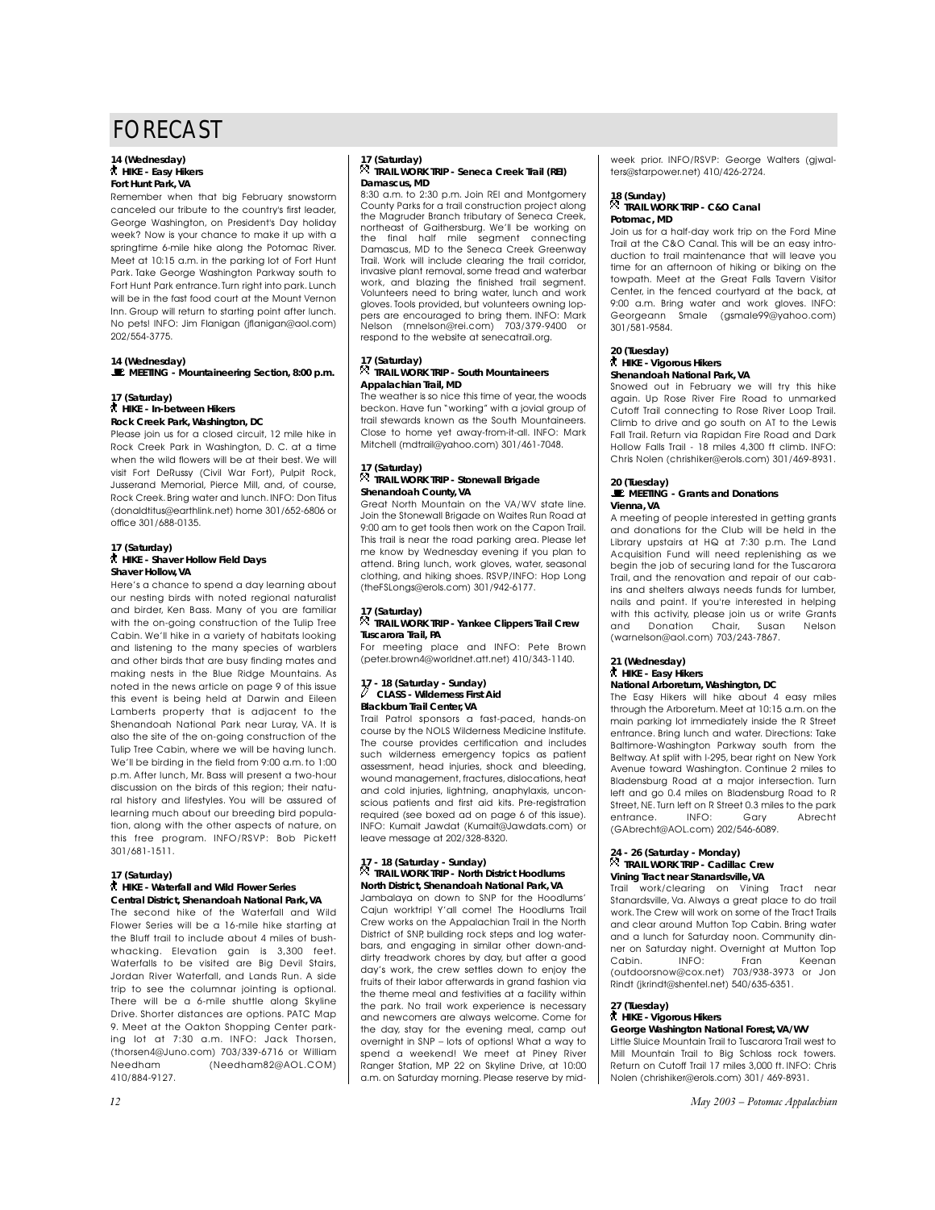# FORECAST

**14 (Wednesday)**
**HIKE - Easy Hikers**
**Fort Hunt Park, VA**

Remember when that big February snowstorm canceled our tribute to the country's first leader, George Washington, on President's Day holiday week? Now is your chance to make it up with a springtime 6-mile hike along the Potomac River. Meet at 10:15 a.m. in the parking lot of Fort Hunt Park. Take George Washington Parkway south to Fort Hunt Park entrance. Turn right into park. Lunch will be in the fast food court at the Mount Vernon Inn. Group will return to starting point after lunch. No pets! INFO: Jim Flanigan (jflanigan@aol.com) 202/554-3775.

**14 (Wednesday)**
**MEETING - Mountaineering Section, 8:00 p.m.**

**17 (Saturday)**
**HIKE - In-between Hikers**
**Rock Creek Park, Washington, DC**

Please join us for a closed circuit, 12 mile hike in Rock Creek Park in Washington, D. C. at a time when the wild flowers will be at their best. We will visit Fort DeRussy (Civil War Fort), Pulpit Rock, Jusserand Memorial, Pierce Mill, and, of course, Rock Creek. Bring water and lunch. INFO: Don Titus (donaldtitus@earthlink.net) home 301/652-6806 or office 301/688-0135.

**17 (Saturday)**
**HIKE - Shaver Hollow Field Days**
**Shaver Hollow, VA**

Here's a chance to spend a day learning about our nesting birds with noted regional naturalist and birder, Ken Bass. Many of you are familiar with the on-going construction of the Tulip Tree Cabin. We'll hike in a variety of habitats looking and listening to the many species of warblers and other birds that are busy finding mates and making nests in the Blue Ridge Mountains. As noted in the news article on page 9 of this issue this event is being held at Darwin and Eileen Lamberts property that is adjacent to the Shenandoah National Park near Luray, VA. It is also the site of the on-going construction of the Tulip Tree Cabin, where we will be having lunch. We'll be birding in the field from 9:00 a.m. to 1:00 p.m. After lunch, Mr. Bass will present a two-hour discussion on the birds of this region; their natural history and lifestyles. You will be assured of learning much about our breeding bird population, along with the other aspects of nature, on this free program. INFO/RSVP: Bob Pickett 301/681-1511.

**17 (Saturday)**
**HIKE - Waterfall and Wild Flower Series**
**Central District, Shenandoah National Park, VA**

The second hike of the Waterfall and Wild Flower Series will be a 16-mile hike starting at the Bluff trail to include about 4 miles of bushwhacking. Elevation gain is 3,300 feet. Waterfalls to be visited are Big Devil Stairs, Jordan River Waterfall, and Lands Run. A side trip to see the columnar jointing is optional. There will be a 6-mile shuttle along Skyline Drive. Shorter distances are options. PATC Map 9. Meet at the Oakton Shopping Center parking lot at 7:30 a.m. INFO: Jack Thorsen, (thorsen4@Juno.com) 703/339-6716 or William Needham (Needham82@AOL.COM) 410/884-9127.

**17 (Saturday)**
**TRAIL WORK TRIP - Seneca Creek Trail (REI)**
**Damascus, MD**

8:30 a.m. to 2:30 p.m. Join REI and Montgomery County Parks for a trail construction project along the Magruder Branch tributary of Seneca Creek, northeast of Gaithersburg. We'll be working on the final half mile segment connecting Damascus, MD to the Seneca Creek Greenway Trail. Work will include clearing the trail corridor, invasive plant removal, some tread and waterbar work, and blazing the finished trail segment. Volunteers need to bring water, lunch and work gloves. Tools provided, but volunteers owning loppers are encouraged to bring them. INFO: Mark Nelson (mnelson@rei.com) 703/379-9400 or respond to the website at senecatrail.org.

**17 (Saturday)**
**TRAIL WORK TRIP - South Mountaineers**
**Appalachian Trail, MD**

The weather is so nice this time of year, the woods beckon. Have fun "working" with a jovial group of trail stewards known as the South Mountaineers. Close to home yet away-from-it-all. INFO: Mark Mitchell (mdtrail@yahoo.com) 301/461-7048.

**17 (Saturday)**
**TRAIL WORK TRIP - Stonewall Brigade**
**Shenandoah County, VA**

Great North Mountain on the VA/WV state line. Join the Stonewall Brigade on Waites Run Road at 9:00 am to get tools then work on the Capon Trail. This trail is near the road parking area. Please let me know by Wednesday evening if you plan to attend. Bring lunch, work gloves, water, seasonal clothing, and hiking shoes. RSVP/INFO: Hop Long (theFSLongs@erols.com) 301/942-6177.

**17 (Saturday)**
**TRAIL WORK TRIP - Yankee Clippers Trail Crew**
**Tuscarora Trail, PA**

For meeting place and INFO: Pete Brown (peter.brown4@worldnet.att.net) 410/343-1140.

**17 - 18 (Saturday - Sunday)**
**CLASS - Wilderness First Aid**
**Blackburn Trail Center, VA**

Trail Patrol sponsors a fast-paced, hands-on course by the NOLS Wilderness Medicine Institute. The course provides certification and includes such wilderness emergency topics as patient assessment, head injuries, shock and bleeding, wound management, fractures, dislocations, heat and cold injuries, lightning, anaphylaxis, unconscious patients and first aid kits. Pre-registration required (see boxed ad on page 6 of this issue). INFO: Kumait Jawdat (Kumait@Jawdats.com) or leave message at 202/328-8320.

**17 - 18 (Saturday - Sunday)**
**TRAIL WORK TRIP - North District Hoodlums**
**North District, Shenandoah National Park, VA**

Jambalaya on down to SNP for the Hoodlums' Cajun worktrip! Y'all come! The Hoodlums Trail Crew works on the Appalachian Trail in the North District of SNP, building rock steps and log waterbars, and engaging in similar other down-and-dirty treadwork chores by day, but after a good day's work, the crew settles down to enjoy the fruits of their labor afterwards in grand fashion via the theme meal and festivities at a facility within the park. No trail work experience is necessary and newcomers are always welcome. Come for the day, stay for the evening meal, camp out overnight in SNP – lots of options! What a way to spend a weekend! We meet at Piney River Ranger Station, MP 22 on Skyline Drive, at 10:00 a.m. on Saturday morning. Please reserve by mid-week prior. INFO/RSVP: George Walters (gjwalters@starpower.net) 410/426-2724.

**18 (Sunday)**
**TRAIL WORK TRIP - C&O Canal**
**Potomac, MD**

Join us for a half-day work trip on the Ford Mine Trail at the C&O Canal. This will be an easy introduction to trail maintenance that will leave you time for an afternoon of hiking or biking on the towpath. Meet at the Great Falls Tavern Visitor Center, in the fenced courtyard at the back, at 9:00 a.m. Bring water and work gloves. INFO: Georgeann Smale (gsmale99@yahoo.com) 301/581-9584.

**20 (Tuesday)**
**HIKE - Vigorous Hikers**
**Shenandoah National Park, VA**

Snowed out in February we will try this hike again. Up Rose River Fire Road to unmarked Cutoff Trail connecting to Rose River Loop Trail. Climb to drive and go south on AT to the Lewis Fall Trail. Return via Rapidan Fire Road and Dark Hollow Falls Trail - 18 miles 4,300 ft climb. INFO: Chris Nolen (chrishiker@erols.com) 301/469-8931.

**20 (Tuesday)**
**MEETING - Grants and Donations**
**Vienna, VA**

A meeting of people interested in getting grants and donations for the Club will be held in the Library upstairs at HQ at 7:30 p.m. The Land Acquisition Fund will need replenishing as we begin the job of securing land for the Tuscarora Trail, and the renovation and repair of our cabins and shelters always needs funds for lumber, nails and paint. If you're interested in helping with this activity, please join us or write Grants and Donation Chair, Susan Nelson (warnelson@aol.com) 703/243-7867.

**21 (Wednesday)**
**HIKE - Easy Hikers**
**National Arboretum, Washington, DC**

The Easy Hikers will hike about 4 easy miles through the Arboretum. Meet at 10:15 a.m. on the main parking lot immediately inside the R Street entrance. Bring lunch and water. Directions: Take Baltimore-Washington Parkway south from the Beltway. At split with I-295, bear right on New York Avenue toward Washington. Continue 2 miles to Bladensburg Road at a major intersection. Turn left and go 0.4 miles on Bladensburg Road to R Street, NE. Turn left on R Street 0.3 miles to the park entrance. INFO: Gary Abrecht (GAbrecht@AOL.com) 202/546-6089.

**24 - 26 (Saturday - Monday)**
**TRAIL WORK TRIP - Cadillac Crew**
**Vining Tract near Stanardsville, VA**

Trail work/clearing on Vining Tract near Stanardsville, Va. Always a great place to do trail work. The Crew will work on some of the Tract Trails and clear around Mutton Top Cabin. Bring water and a lunch for Saturday noon. Community dinner on Saturday night. Overnight at Mutton Top Cabin. INFO: Fran Keenan (outdoorsnow@cox.net) 703/938-3973 or Jon Rindt (jkrindt@shentel.net) 540/635-6351.

**27 (Tuesday)**
**HIKE - Vigorous Hikers**
**George Washington National Forest, VA/WV**

Little Sluice Mountain Trail to Tuscarora Trail west to Mill Mountain Trail to Big Schloss rock towers. Return on Cutoff Trail 17 miles 3,000 ft. INFO: Chris Nolen (chrishiker@erols.com) 301/ 469-8931.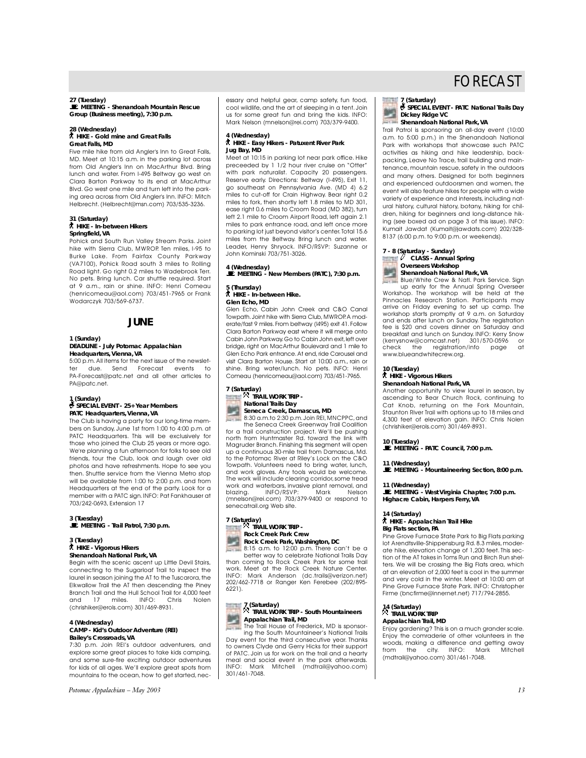# FORECAST

**27 (Tuesday)**
**MEETING - Shenandoah Mountain Rescue Group (Business meeting), 7:30 p.m.**

**28 (Wednesday)**
**HIKE - Gold mine and Great Falls**
**Great Falls, MD**
Five mile hike from old Angler's Inn to Great Falls, MD. Meet at 10:15 a.m. in the parking lot across from Old Angler's Inn on MacArthur Blvd. Bring lunch and water. From I-495 Beltway go west on Clara Barton Parkway to its end at MacArthur Blvd. Go west one mile and turn left into the parking area across from Old Angler's Inn. INFO: Mitch Helbrecht. (Helbrecht@msn.com) 703/535-3236.

**31 (Saturday)**
**HIKE - In-between Hikers**
**Springfield, VA**
Pohick and South Run Valley Stream Parks. Joint hike with Sierra Club, MWROP. Ten miles, I-95 to Burke Lake. From Fairfax County Parkway (VA7100), Pohick Road south 3 miles to Rolling Road light. Go right 0.2 miles to Wadebrook Terr. No pets. Bring lunch. Car shuttle required. Start at 9 a.m., rain or shine. INFO: Henri Comeau (henricomeau@aol.com) 703/451-7965 or Frank Wodarczyk 703/569-6737.

## JUNE

**1 (Sunday)**
**DEADLINE - July Potomac Appalachian Headquarters, Vienna, VA**
5:00 p.m. All items for the next issue of the newsletter due. Send Forecast events to PA-Forecast@patc.net and all other articles to PA@patc.net.

**1 (Sunday)**
**SPECIAL EVENT - 25+ Year Members**
**PATC Headquarters, Vienna, VA**
The Club is having a party for our long-time members on Sunday, June 1st from 1:00 to 4:00 p.m. at PATC Headquarters. This will be exclusively for those who joined the Club 25 years or more ago. We're planning a fun afternoon for folks to see old friends, tour the Club, look and laugh over old photos and have refreshments. Hope to see you then. Shuttle service from the Vienna Metro stop will be available from 1:00 to 2:00 p.m. and from Headquarters at the end of the party. Look for a member with a PATC sign. INFO: Pat Fankhauser at 703/242-0693, Extension 17

**3 (Tuesday)**
**MEETING - Trail Patrol, 7:30 p.m.**

**3 (Tuesday)**
**HIKE - Vigorous Hikers**
**Shenandoah National Park, VA**
Begin with the scenic ascent up Little Devil Stairs, connecting to the Sugarloaf Trail to inspect the laurel in season joining the AT to the Tuscarora, the Elkwallow Trail the AT then descending the Piney Branch Trail and the Hull School Trail for 4,000 feet and 17 miles. INFO: Chris Nolen (chrishiker@erols.com) 301/469-8931.

**4 (Wednesday)**
**CAMP - Kid's Outdoor Adventure (REI)**
**Bailey's Crossroads, VA**
7:30 p.m. Join REI's outdoor adventurers, and explore some great places to take kids camping, and some sure-fire exciting outdoor adventures for kids of all ages. We'll explore great spots from mountains to the ocean, how to get started, necessary and helpful gear, camp safety, fun food, cool wildlife, and the art of sleeping in a tent. Join us for some great fun and bring the kids. INFO: Mark Nelson (mnelson@rei.com) 703/379-9400.

**4 (Wednesday)**
**HIKE - Easy Hikers - Patuxent River Park**
**Jug Bay, MD**
Meet at 10:15 in parking lot near park office. Hike preceeded by 1 1/2 hour river cruise on "Otter" with park naturalist. Capacity 20 passengers. Reserve early. Directions: Beltway (I-495), Exit 11, go southeast on Pennsylvania Ave. (MD 4) 6.2 miles to cut-off for Crain Highway. Bear right 0.2 miles to fork, then shortly left 1.8 miles to MD 301, ease right 0.6 miles to Croom Road (MD 382), turn left 2.1 mile to Croom Airport Road, left again 2.1 miles to park entrance road, and left once more to parking lot just beyond visitor's center. Total 15.6 miles from the Beltway. Bring lunch and water. Leader, Henry Shryock. INFO/RSVP: Suzanne or John Kominski 703/751-3026.

**4 (Wednesday)**
**MEETING - New Members (PATC), 7:30 p.m.**

**5 (Thursday)**
**HIKE - In-between Hike.**
**Glen Echo, MD**
Glen Echo, Cabin John Creek and C&O Canal Towpath. Joint hike with Sierra Club, MWROP. A moderate/fast 9 miles. From beltway (I495) exit 41. Follow Clara Barton Parkway east where it will merge onto Cabin John Parkway. Go to Cabin John exit, left over bridge, right on MacArthur Boulevard and 1 mile to Glen Echo Park entrance. At end, ride Carousel and visit Clara Barton House. Start at 10:00 a.m., rain or shine. Bring water/lunch. No pets. INFO: Henri Comeau (henricomeau@aol.com) 703/451-7965.

**7 (Saturday)**
**TRAIL WORK TRIP - National Trails Day**
**Seneca Creek, Damascus, MD**
8:30 a.m.to 2:30 p.m. Join REI, MNCPPC, and the Seneca Creek Greenway Trail Coalition for a trail construction project. We'll be pushing north from Huntmaster Rd. toward the link with Magruder Branch. Finishing this segment will open up a continuous 30-mile trail from Damascus, Md. to the Potomac River at Riley's Lock on the C&O Towpath. Volunteers need to bring water, lunch, and work gloves. Any tools would be welcome. The work will include clearing corridor, some tread work and waterbars, invasive plant removal, and blazing. INFO/RSVP: Mark Nelson (mnelson@rei.com) 703/379-9400 or respond to senecatrail.org Web site.

**7 (Saturday)**
**TRAIL WORK TRIP - Rock Creek Park Crew**
**Rock Creek Park, Washington, DC**
8:15 a.m. to 12:00 p.m. There can't be a better way to celebrate National Trails Day than coming to Rock Creek Park for some trail work. Meet at the Rock Creek Nature Center. INFO: Mark Anderson (dc.trails@verizon.net) 202/462-7718 or Ranger Ken Ferebee (202/895-6221).

**7 (Saturday)**
**TRAIL WORK TRIP - South Mountaineers**
**Appalachian Trail, MD**
The Trail House of Frederick, MD is sponsoring the South Mountaineer's National Trails Day event for the third consecutive year. Thanks to owners Clyde and Gerry Hicks for their support of PATC. Join us for work on the trail and a hearty meal and social event in the park afterwards. INFO: Mark Mitchell (mdtrail@yahoo.com) 301/461-7048.

**7 (Saturday)**
**SPECIAL EVENT - PATC National Trails Day**
**Dickey Ridge VC**
**Shenandoah National Park, VA**
Trail Patrol is sponsoring an all-day event (10:00 a.m. to 5:00 p.m.) in the Shenandoah National Park with workshops that showcase such PATC activities as hiking and hike leadership, backpacking, Leave No Trace, trail building and maintenance, mountain rescue, safety in the outdoors and many others. Designed for both beginners and experienced outdoorsmen and women, the event will also feature hikes for people with a wide variety of experience and interests, including natural history, cultural history, botany, hiking for children, hiking for beginners and long-distance hiking (see boxed ad on page 3 of this issue). INFO: Kumait Jawdat (Kumait@jawdats.com) 202/328-8137 (6:00 p.m. to 9:00 p.m. or weekends).

**7 - 8 (Saturday - Sunday)**
**CLASS - Annual Spring Overseers Workshop**
**Shenandoah National Park, VA**
Blue/White Crew & Natl. Park Service. Sign up early for the Annual Spring Overseer Workshop. The workshop will be held at the Pinnacles Research Station. Participants may arrive on Friday evening to set up camp. The workshop starts promptly at 9 a.m. on Saturday and ends after lunch on Sunday. The registration fee is $20 and covers dinner on Saturday and breakfast and lunch on Sunday. INFO: Kerry Snow (kerrysnow@comcast.net) 301/570-0596 or check the registration/info page at www.blueandwhitecrew.org.

**10 (Tuesday)**
**HIKE - Vigorous Hikers**
**Shenandoah National Park, VA**
Another opportunity to view laurel in season, by ascending to Bear Church Rock, continuing to Cat Knob, returning on the Fork Mountain, Staunton River Trail with options up to 18 miles and 4,300 feet of elevation gain. INFO: Chris Nolen (chrishiker@erols.com) 301/469-8931.

**10 (Tuesday)**
**MEETING - PATC Council, 7:00 p.m.**

**11 (Wednesday)**
**MEETING - Mountaineering Section, 8:00 p.m.**

**11 (Wednesday)**
**MEETING - West Virginia Chapter, 7:00 p.m.**
**Highacre Cabin, Harpers Ferry, VA**

**14 (Saturday)**
**HIKE - Appalachian Trail Hike**
**Big Flats section, PA**
Pine Grove Furnace State Park to Big Flats parking lot Arendtsville-Shippensburg Rd. 8.3 miles, moderate hike, elevation change of 1,200 feet. This section of the AT takes in Toms Run and Birch Run shelters. We will be crossing the Big Flats area, which at an elevation of 2,000 feet is cool in the summer and very cold in the winter. Meet at 10:00 am at Pine Grove Furnace State Park. INFO: Christopher Firme (bncfirme@innernet.net) 717/794-2855.

**14 (Saturday)**
**TRAIL WORK TRIP**
**Appalachian Trail, MD**
Enjoy gardening? This is on a much grander scale. Enjoy the comraderie of other volunteers in the woods, making a difference and getting away from the city. INFO: Mark Mitchell (mdtrail@yahoo.com) 301/461-7048.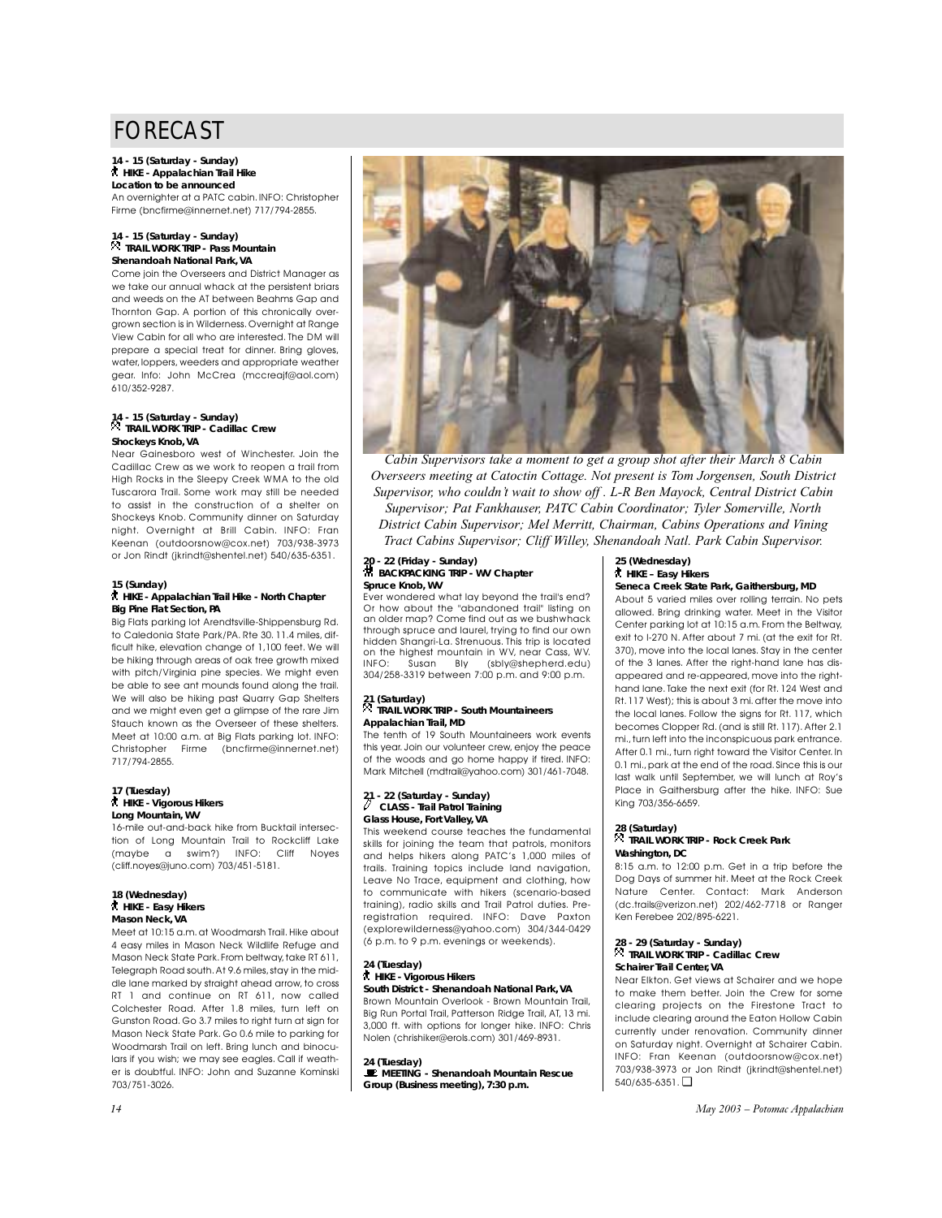# FORECAST

**14 - 15 (Saturday - Sunday)**
**HIKE - Appalachian Trail Hike**
**Location to be announced**
An overnighter at a PATC cabin. INFO: Christopher Firme (bncfirme@innernet.net) 717/794-2855.

**14 - 15 (Saturday - Sunday)**
**TRAIL WORK TRIP - Pass Mountain**
**Shenandoah National Park, VA**
Come join the Overseers and District Manager as we take our annual whack at the persistent briars and weeds on the AT between Beahms Gap and Thornton Gap. A portion of this chronically overgrown section is in Wilderness. Overnight at Range View Cabin for all who are interested. The DM will prepare a special treat for dinner. Bring gloves, water, loppers, weeders and appropriate weather gear. Info: John McCrea (mccreajf@aol.com) 610/352-9287.

**14 - 15 (Saturday - Sunday)**
**TRAIL WORK TRIP - Cadillac Crew**
**Shockeys Knob, VA**
Near Gainesboro west of Winchester. Join the Cadillac Crew as we work to reopen a trail from High Rocks in the Sleepy Creek WMA to the old Tuscarora Trail. Some work may still be needed to assist in the construction of a shelter on Shockeys Knob. Community dinner on Saturday night. Overnight at Brill Cabin. INFO: Fran Keenan (outdoorsnow@cox.net) 703/938-3973 or Jon Rindt (jkrindt@shentel.net) 540/635-6351.

**15 (Sunday)**
**HIKE - Appalachian Trail Hike - North Chapter**
**Big Pine Flat Section, PA**
Big Flats parking lot Arendtsville-Shippensburg Rd. to Caledonia State Park/PA. Rte 30. 11.4 miles, difficult hike, elevation change of 1,100 feet. We will be hiking through areas of oak tree growth mixed with pitch/Virginia pine species. We might even be able to see ant mounds found along the trail. We will also be hiking past Quarry Gap Shelters and we might even get a glimpse of the rare Jim Stauch known as the Overseer of these shelters. Meet at 10:00 a.m. at Big Flats parking lot. INFO: Christopher Firme (bncfirme@innernet.net) 717/794-2855.

**17 (Tuesday)**
**HIKE - Vigorous Hikers**
**Long Mountain, WV**
16-mile out-and-back hike from Bucktail intersection of Long Mountain Trail to Rockcliff Lake (maybe a swim?) INFO: Cliff Noyes (cliff.noyes@juno.com) 703/451-5181.

**18 (Wednesday)**
**HIKE - Easy Hikers**
**Mason Neck, VA**
Meet at 10:15 a.m. at Woodmarsh Trail. Hike about 4 easy miles in Mason Neck Wildlife Refuge and Mason Neck State Park. From beltway, take RT 611, Telegraph Road south. At 9.6 miles, stay in the middle lane marked by straight ahead arrow, to cross RT 1 and continue on RT 611, now called Colchester Road. After 1.8 miles, turn left on Gunston Road. Go 3.7 miles to right turn at sign for Mason Neck State Park. Go 0.6 mile to parking for Woodmarsh Trail on left. Bring lunch and binoculars if you wish; we may see eagles. Call if weather is doubtful. INFO: John and Suzanne Kominski 703/751-3026.

*Cabin Supervisors take a moment to get a group shot after their March 8 Cabin Overseers meeting at Catoctin Cottage. Not present is Tom Jorgensen, South District Supervisor, who couldn't wait to show off . L-R Ben Mayock, Central District Cabin Supervisor; Pat Fankhauser, PATC Cabin Coordinator; Tyler Somerville, North District Cabin Supervisor; Mel Merritt, Chairman, Cabins Operations and Vining Tract Cabins Supervisor; Cliff Willey, Shenandoah Natl. Park Cabin Supervisor.*

**20 - 22 (Friday - Sunday)**
**BACKPACKING TRIP - WV Chapter**
**Spruce Knob, WV**
Ever wondered what lay beyond the trail's end? Or how about the "abandoned trail" listing on an older map? Come find out as we bushwhack through spruce and laurel, trying to find our own hidden Shangri-La. Strenuous. This trip is located on the highest mountain in WV, near Cass, WV. INFO: Susan Bly (sbly@shepherd.edu) 304/258-3319 between 7:00 p.m. and 9:00 p.m.

**21 (Saturday)**
**TRAIL WORK TRIP - South Mountaineers**
**Appalachian Trail, MD**
The tenth of 19 South Mountaineers work events this year. Join our volunteer crew, enjoy the peace of the woods and go home happy if tired. INFO: Mark Mitchell (mdtrail@yahoo.com) 301/461-7048.

**21 - 22 (Saturday - Sunday)**
**CLASS - Trail Patrol Training**
**Glass House, Fort Valley, VA**
This weekend course teaches the fundamental skills for joining the team that patrols, monitors and helps hikers along PATC's 1,000 miles of trails. Training topics include land navigation, Leave No Trace, equipment and clothing, how to communicate with hikers (scenario-based training), radio skills and Trail Patrol duties. Preregistration required. INFO: Dave Paxton (explorewilderness@yahoo.com) 304/344-0429 (6 p.m. to 9 p.m. evenings or weekends).

**24 (Tuesday)**
**HIKE - Vigorous Hikers**
**South District - Shenandoah National Park, VA**
Brown Mountain Overlook - Brown Mountain Trail, Big Run Portal Trail, Patterson Ridge Trail, AT, 13 mi. 3,000 ft. with options for longer hike. INFO: Chris Nolen (chrishiker@erols.com) 301/469-8931.

**24 (Tuesday)**
**MEETING - Shenandoah Mountain Rescue Group (Business meeting), 7:30 p.m.**

**25 (Wednesday)**
**HIKE – Easy Hikers**
**Seneca Creek State Park, Gaithersburg, MD**
About 5 varied miles over rolling terrain. No pets allowed. Bring drinking water. Meet in the Visitor Center parking lot at 10:15 a.m. From the Beltway, exit to I-270 N. After about 7 mi. (at the exit for Rt. 370), move into the local lanes. Stay in the center of the 3 lanes. After the right-hand lane has disappeared and re-appeared, move into the right-hand lane. Take the next exit (for Rt. 124 West and Rt. 117 West); this is about 3 mi. after the move into the local lanes. Follow the signs for Rt. 117, which becomes Clopper Rd. (and is still Rt. 117). After 2.1 mi., turn left into the inconspicuous park entrance. After 0.1 mi., turn right toward the Visitor Center. In 0.1 mi., park at the end of the road. Since this is our last walk until September, we will lunch at Roy's Place in Gaithersburg after the hike. INFO: Sue King 703/356-6659.

**28 (Saturday)**
**TRAIL WORK TRIP - Rock Creek Park**
**Washington, DC**
8:15 a.m. to 12:00 p.m. Get in a trip before the Dog Days of summer hit. Meet at the Rock Creek Nature Center. Contact: Mark Anderson (dc.trails@verizon.net) 202/462-7718 or Ranger Ken Ferebee 202/895-6221.

**28 - 29 (Saturday - Sunday)**
**TRAIL WORK TRIP - Cadillac Crew**
**Schairer Trail Center, VA**
Near Elkton. Get views at Schairer and we hope to make them better. Join the Crew for some clearing projects on the Firestone Tract to include clearing around the Eaton Hollow Cabin currently under renovation. Community dinner on Saturday night. Overnight at Schairer Cabin. INFO: Fran Keenan (outdoorsnow@cox.net) 703/938-3973 or Jon Rindt (jkrindt@shentel.net) 540/635-6351. ❑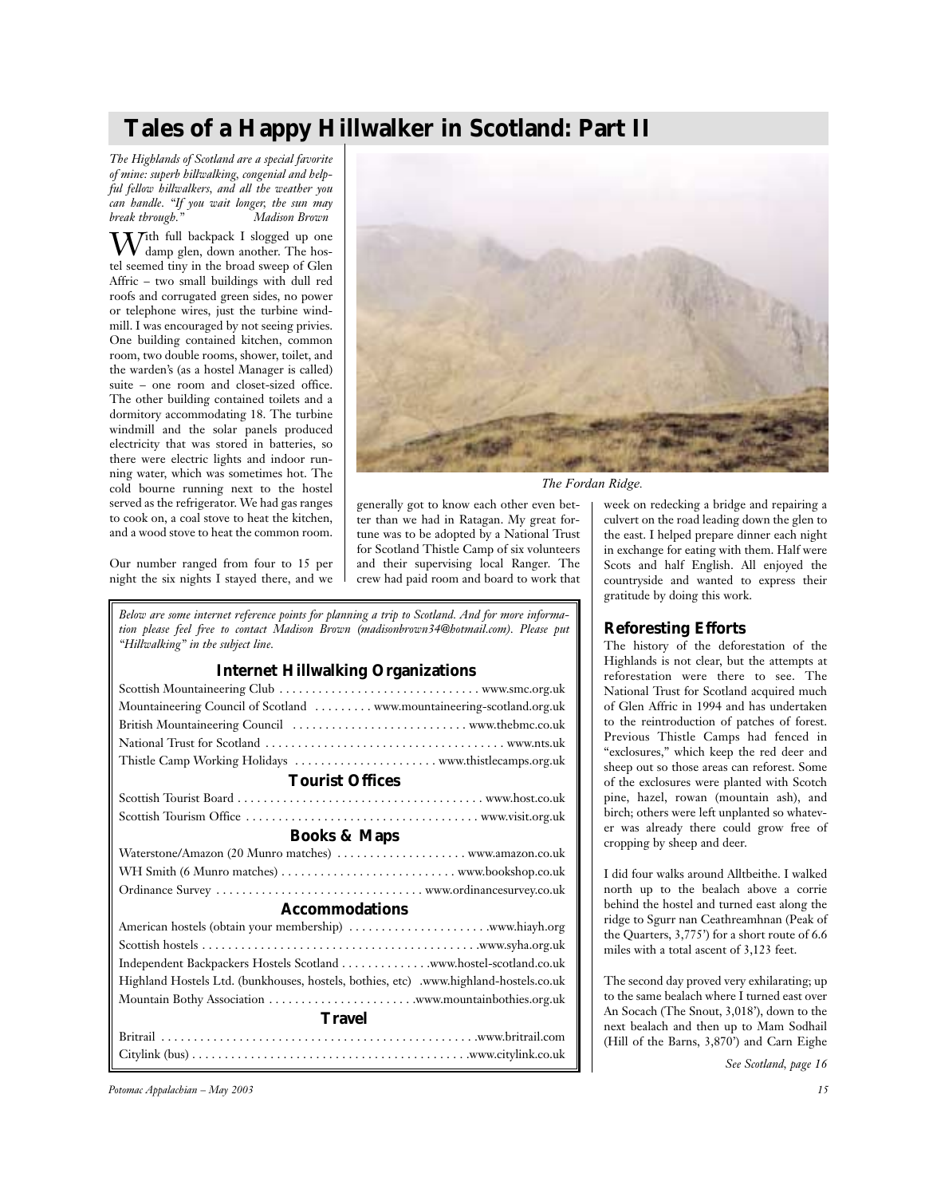# Tales of a Happy Hillwalker in Scotland: Part II

*The Highlands of Scotland are a special favorite of mine: superb hillwalking, congenial and helpful fellow hillwalkers, and all the weather you can handle. "If you wait longer, the sun may break through."* *Madison Brown*

With full backpack I slogged up one damp glen, down another. The hostel seemed tiny in the broad sweep of Glen Affric – two small buildings with dull red roofs and corrugated green sides, no power or telephone wires, just the turbine windmill. I was encouraged by not seeing privies. One building contained kitchen, common room, two double rooms, shower, toilet, and the warden's (as a hostel Manager is called) suite – one room and closet-sized office. The other building contained toilets and a dormitory accommodating 18. The turbine windmill and the solar panels produced electricity that was stored in batteries, so there were electric lights and indoor running water, which was sometimes hot. The cold bourne running next to the hostel served as the refrigerator. We had gas ranges to cook on, a coal stove to heat the kitchen, and a wood stove to heat the common room.

Our number ranged from four to 15 per night the six nights I stayed there, and we generally got to know each other even better than we had in Ratagan. My great fortune was to be adopted by a National Trust for Scotland Thistle Camp of six volunteers and their supervising local Ranger. The crew had paid room and board to work that week on redecking a bridge and repairing a culvert on the road leading down the glen to the east. I helped prepare dinner each night in exchange for eating with them. Half were Scots and half English. All enjoyed the countryside and wanted to express their gratitude by doing this work.

*The Fordan Ridge.*

## Reforesting Efforts

The history of the deforestation of the Highlands is not clear, but the attempts at reforestation were there to see. The National Trust for Scotland acquired much of Glen Affric in 1994 and has undertaken to the reintroduction of patches of forest. Previous Thistle Camps had fenced in "exclosures," which keep the red deer and sheep out so those areas can reforest. Some of the exclosures were planted with Scotch pine, hazel, rowan (mountain ash), and birch; others were left unplanted so whatever was already there could grow free of cropping by sheep and deer.

I did four walks around Alltbeithe. I walked north up to the bealach above a corrie behind the hostel and turned east along the ridge to Sgurr nan Ceathreamhnan (Peak of the Quarters, 3,775') for a short route of 6.6 miles with a total ascent of 3,123 feet.

The second day proved very exhilarating; up to the same bealach where I turned east over An Socach (The Snout, 3,018'), down to the next bealach and then up to Mam Sodhail (Hill of the Barns, 3,870') and Carn Eighe

*See Scotland, page 16*

---

*Below are some internet reference points for planning a trip to Scotland. And for more information please feel free to contact Madison Brown (madisonbrown34@hotmail.com). Please put "Hillwalking" in the subject line.*

### Internet Hillwalking Organizations

- Scottish Mountaineering Club ........ www.smc.org.uk
- Mountaineering Council of Scotland ........ www.mountaineering-scotland.org.uk
- British Mountaineering Council ........ www.thebmc.co.uk
- National Trust for Scotland ........ www.nts.uk
- Thistle Camp Working Holidays ........ www.thistlecamps.org.uk

### Tourist Offices

- Scottish Tourist Board ........ www.host.co.uk
- Scottish Tourism Office ........ www.visit.org.uk

### Books & Maps

- Waterstone/Amazon (20 Munro matches) ........ www.amazon.co.uk
- WH Smith (6 Munro matches) ........ www.bookshop.co.uk
- Ordinance Survey ........ www.ordinancesurvey.co.uk

### Accommodations

- American hostels (obtain your membership) ........ www.hiayh.org
- Scottish hostels ........ www.syha.org.uk
- Independent Backpackers Hostels Scotland ........ www.hostel-scotland.co.uk
- Highland Hostels Ltd. (bunkhouses, hostels, bothies, etc) ........ www.highland-hostels.co.uk
- Mountain Bothy Association ........ www.mountainbothies.org.uk

### Travel

- Britrail ........ www.britrail.com
- Citylink (bus) ........ www.citylink.co.uk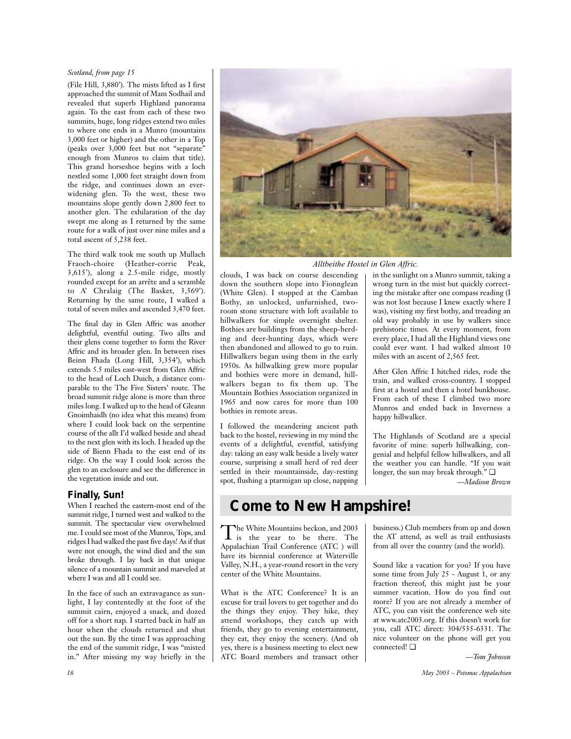*Scotland, from page 15*

(File Hill, 3,880'). The mists lifted as I first approached the summit of Mam Sodhail and revealed that superb Highland panorama again. To the east from each of these two summits, huge, long ridges extend two miles to where one ends in a Munro (mountains 3,000 feet or higher) and the other in a Top (peaks over 3,000 feet but not "separate" enough from Munros to claim that title). This grand horseshoe begins with a loch nestled some 1,000 feet straight down from the ridge, and continues down an ever-widening glen. To the west, these two mountains slope gently down 2,800 feet to another glen. The exhilaration of the day swept me along as I returned by the same route for a walk of just over nine miles and a total ascent of 5,238 feet.

The third walk took me south up Mullach Fraoch-choire (Heather-corrie Peak, 3,615'), along a 2.5-mile ridge, mostly rounded except for an arrête and a scramble to A' Chralaig (The Basket, 3,569'). Returning by the same route, I walked a total of seven miles and ascended 3,470 feet.

The final day in Glen Affric was another delightful, eventful outing. Two allts and their glens come together to form the River Affric and its broader glen. In between rises Beinn Fhada (Long Hill, 3,354'), which extends 5.5 miles east-west from Glen Affric to the head of Loch Duich, a distance comparable to the The Five Sisters' route. The broad summit ridge alone is more than three miles long. I walked up to the head of Gleann Gnoimhaidh (no idea what this means) from where I could look back on the serpentine course of the allt I'd walked beside and ahead to the next glen with its loch. I headed up the side of Bienn Fhada to the east end of its ridge. On the way I could look across the glen to an exclosure and see the difference in the vegetation inside and out.

### Finally, Sun!

When I reached the eastern-most end of the summit ridge, I turned west and walked to the summit. The spectacular view overwhelmed me. I could see most of the Munros, Tops, and ridges I had walked the past five days! As if that were not enough, the wind died and the sun broke through. I lay back in that unique silence of a mountain summit and marveled at where I was and all I could see.

In the face of such an extravagance as sunlight, I lay contentedly at the foot of the summit cairn, enjoyed a snack, and dozed off for a short nap. I started back in half an hour when the clouds returned and shut out the sun. By the time I was approaching the end of the summit ridge, I was "misted in." After missing my way briefly in the clouds, I was back on course descending down the southern slope into Fionnglean (White Glen). I stopped at the Camban Bothy, an unlocked, unfurnished, two-room stone structure with loft available to hillwalkers for simple overnight shelter. Bothies are buildings from the sheep-herding and deer-hunting days, which were then abandoned and allowed to go to ruin. Hillwalkers began using them in the early 1950s. As hillwalking grew more popular and bothies were more in demand, hillwalkers began to fix them up. The Mountain Bothies Association organized in 1965 and now cares for more than 100 bothies in remote areas.

*Alltbeithe Hostel in Glen Affric.*

I followed the meandering ancient path back to the hostel, reviewing in my mind the events of a delightful, eventful, satisfying day: taking an easy walk beside a lively water course, surprising a small herd of red deer settled in their mountainside, day-resting spot, flushing a ptarmigan up close, napping in the sunlight on a Munro summit, taking a wrong turn in the mist but quickly correcting the mistake after one compass reading (I was not lost because I knew exactly where I was), visiting my first bothy, and treading an old way probably in use by walkers since prehistoric times. At every moment, from every place, I had all the Highland views one could ever want. I had walked almost 10 miles with an ascent of 2,565 feet.

After Glen Affric I hitched rides, rode the train, and walked cross-country. I stopped first at a hostel and then a hotel bunkhouse. From each of these I climbed two more Munros and ended back in Inverness a happy hillwalker.

The Highlands of Scotland are a special favorite of mine: superb hillwalking, congenial and helpful fellow hillwalkers, and all the weather you can handle. "If you wait longer, the sun may break through." ❑

*—Madison Brown*

## Come to New Hampshire!

The White Mountains beckon, and 2003 is the year to be there. The Appalachian Trail Conference (ATC ) will have its biennial conference at Waterville Valley, N.H., a year-round resort in the very center of the White Mountains.

What is the ATC Conference? It is an excuse for trail lovers to get together and do the things they enjoy. They hike, they attend workshops, they catch up with friends, they go to evening entertainment, they eat, they enjoy the scenery. (And oh yes, there is a business meeting to elect new ATC Board members and transact other business.) Club members from up and down the AT attend, as well as trail enthusiasts from all over the country (and the world).

Sound like a vacation for you? If you have some time from July 25 - August 1, or any fraction thereof, this might just be your summer vacation. How do you find out more? If you are not already a member of ATC, you can visit the conference web site at www.atc2003.org. If this doesn't work for you, call ATC direct: 304/535-6331. The nice volunteer on the phone will get you connected! ❑

*—Tom Johnson*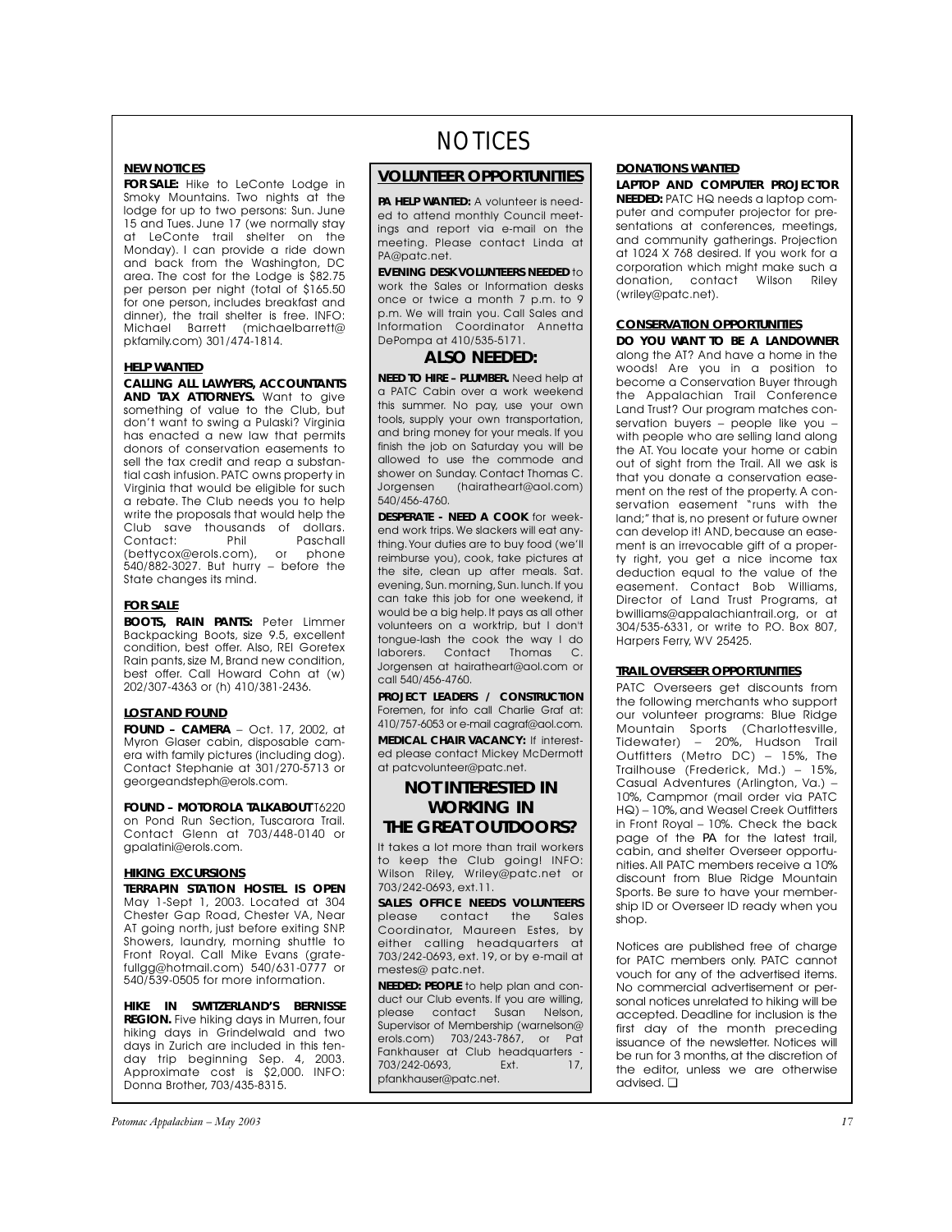# NOTICES

## NEW NOTICES

**FOR SALE:** Hike to LeConte Lodge in Smoky Mountains. Two nights at the lodge for up to two persons: Sun. June 15 and Tues. June 17 (we normally stay at LeConte trail shelter on the Monday). I can provide a ride down and back from the Washington, DC area. The cost for the Lodge is $82.75 per person per night (total of $165.50 for one person, includes breakfast and dinner), the trail shelter is free. INFO: Michael Barrett (michaelbarrett@pkfamily.com) 301/474-1814.

## HELP WANTED

**CALLING ALL LAWYERS, ACCOUNTANTS AND TAX ATTORNEYS.** Want to give something of value to the Club, but don't want to swing a Pulaski? Virginia has enacted a new law that permits donors of conservation easements to sell the tax credit and reap a substantial cash infusion. PATC owns property in Virginia that would be eligible for such a rebate. The Club needs you to help write the proposals that would help the Club save thousands of dollars. Contact: Phil Paschall (bettycox@erols.com), or phone 540/882-3027. But hurry – before the State changes its mind.

## FOR SALE

**BOOTS, RAIN PANTS:** Peter Limmer Backpacking Boots, size 9.5, excellent condition, best offer. Also, REI Goretex Rain pants, size M, Brand new condition, best offer. Call Howard Cohn at (w) 202/307-4363 or (h) 410/381-2436.

## LOST AND FOUND

**FOUND – CAMERA** – Oct. 17, 2002, at Myron Glaser cabin, disposable camera with family pictures (including dog). Contact Stephanie at 301/270-5713 or georgeandsteph@erols.com.

**FOUND – MOTOROLA TALKABOUT** T6220 on Pond Run Section, Tuscarora Trail. Contact Glenn at 703/448-0140 or gpalatini@erols.com.

## HIKING EXCURSIONS

**TERRAPIN STATION HOSTEL IS OPEN** May 1-Sept 1, 2003. Located at 304 Chester Gap Road, Chester VA, Near AT going north, just before exiting SNP. Showers, laundry, morning shuttle to Front Royal. Call Mike Evans (gratefullgg@hotmail.com) 540/631-0777 or 540/539-0505 for more information.

**HIKE IN SWITZERLAND'S BERNISSE REGION.** Five hiking days in Murren, four hiking days in Grindelwald and two days in Zurich are included in this ten-day trip beginning Sep. 4, 2003. Approximate cost is $2,000. INFO: Donna Brother, 703/435-8315.

## VOLUNTEER OPPORTUNITIES

**PA HELP WANTED:** A volunteer is needed to attend monthly Council meetings and report via e-mail on the meeting. Please contact Linda at PA@patc.net.

**EVENING DESK VOLUNTEERS NEEDED** to work the Sales or Information desks once or twice a month 7 p.m. to 9 p.m. We will train you. Call Sales and Information Coordinator Annetta DePompa at 410/535-5171.

### ALSO NEEDED:

**NEED TO HIRE – PLUMBER.** Need help at a PATC Cabin over a work weekend this summer. No pay, use your own tools, supply your own transportation, and bring money for your meals. If you finish the job on Saturday you will be allowed to use the commode and shower on Sunday. Contact Thomas C. Jorgensen (hairatheart@aol.com) 540/456-4760.

**DESPERATE - NEED A COOK** for weekend work trips. We slackers will eat anything. Your duties are to buy food (we'll reimburse you), cook, take pictures at the site, clean up after meals. Sat. evening, Sun. morning, Sun. lunch. If you can take this job for one weekend, it would be a big help. It pays as all other volunteers on a worktrip, but I don't tongue-lash the cook the way I do laborers. Contact Thomas C. Jorgensen at hairatheart@aol.com or call 540/456-4760.

**PROJECT LEADERS / CONSTRUCTION** Foremen, for info call Charlie Graf at: 410/757-6053 or e-mail cagraf@aol.com.

**MEDICAL CHAIR VACANCY:** If interested please contact Mickey McDermott at patcvolunteer@patc.net.

### NOT INTERESTED IN WORKING IN THE GREAT OUTDOORS?

It takes a lot more than trail workers to keep the Club going! INFO: Wilson Riley, Wriley@patc.net or 703/242-0693, ext.11.

**SALES OFFICE NEEDS VOLUNTEERS** please contact the Sales Coordinator, Maureen Estes, by either calling headquarters at 703/242-0693, ext. 19, or by e-mail at mestes@ patc.net.

**NEEDED: PEOPLE** to help plan and conduct our Club events. If you are willing, please contact Susan Nelson, Supervisor of Membership (warnelson@erols.com) 703/243-7867, or Pat Fankhauser at Club headquarters - 703/242-0693, Ext. 17, pfankhauser@patc.net.

## DONATIONS WANTED

**LAPTOP AND COMPUTER PROJECTOR NEEDED:** PATC HQ needs a laptop computer and computer projector for presentations at conferences, meetings, and community gatherings. Projection at 1024 X 768 desired. If you work for a corporation which might make such a donation, contact Wilson Riley (wriley@patc.net).

## CONSERVATION OPPORTUNITIES

**DO YOU WANT TO BE A LANDOWNER** along the AT? And have a home in the woods! Are you in a position to become a Conservation Buyer through the Appalachian Trail Conference Land Trust? Our program matches conservation buyers – people like you – with people who are selling land along the AT. You locate your home or cabin out of sight from the Trail. All we ask is that you donate a conservation easement on the rest of the property. A conservation easement "runs with the land;" that is, no present or future owner can develop it! AND, because an easement is an irrevocable gift of a property right, you get a nice income tax deduction equal to the value of the easement. Contact Bob Williams, Director of Land Trust Programs, at bwilliams@appalachiantrail.org, or at 304/535-6331, or write to P.O. Box 807, Harpers Ferry, WV 25425.

## TRAIL OVERSEER OPPORTUNITIES

PATC Overseers get discounts from the following merchants who support our volunteer programs: Blue Ridge Mountain Sports (Charlottesville, Tidewater) – 20%, Hudson Trail Outfitters (Metro DC) – 15%, The Trailhouse (Frederick, Md.) – 15%, Casual Adventures (Arlington, Va.) – 10%, Campmor (mail order via PATC HQ) – 10%, and Weasel Creek Outfitters in Front Royal – 10%. Check the back page of the PA for the latest trail, cabin, and shelter Overseer opportunities. All PATC members receive a 10% discount from Blue Ridge Mountain Sports. Be sure to have your membership ID or Overseer ID ready when you shop.

Notices are published free of charge for PATC members only. PATC cannot vouch for any of the advertised items. No commercial advertisement or personal notices unrelated to hiking will be accepted. Deadline for inclusion is the first day of the month preceding issuance of the newsletter. Notices will be run for 3 months, at the discretion of the editor, unless we are otherwise advised. ❑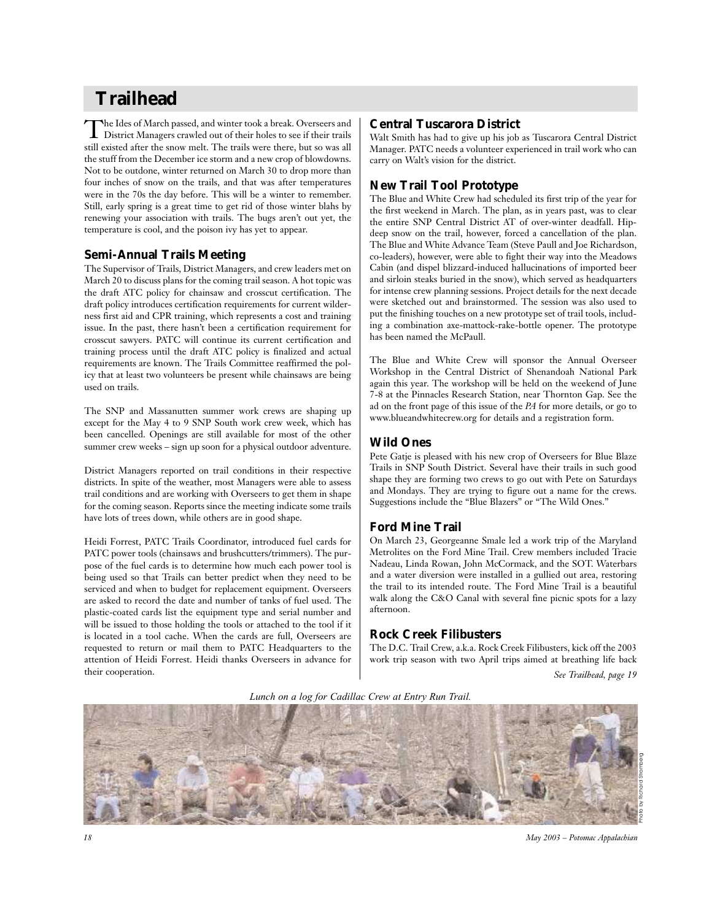# Trailhead

The Ides of March passed, and winter took a break. Overseers and District Managers crawled out of their holes to see if their trails still existed after the snow melt. The trails were there, but so was all the stuff from the December ice storm and a new crop of blowdowns. Not to be outdone, winter returned on March 30 to drop more than four inches of snow on the trails, and that was after temperatures were in the 70s the day before. This will be a winter to remember. Still, early spring is a great time to get rid of those winter blahs by renewing your association with trails. The bugs aren't out yet, the temperature is cool, and the poison ivy has yet to appear.

## Semi-Annual Trails Meeting

The Supervisor of Trails, District Managers, and crew leaders met on March 20 to discuss plans for the coming trail season. A hot topic was the draft ATC policy for chainsaw and crosscut certification. The draft policy introduces certification requirements for current wilderness first aid and CPR training, which represents a cost and training issue. In the past, there hasn't been a certification requirement for crosscut sawyers. PATC will continue its current certification and training process until the draft ATC policy is finalized and actual requirements are known. The Trails Committee reaffirmed the policy that at least two volunteers be present while chainsaws are being used on trails.

The SNP and Massanutten summer work crews are shaping up except for the May 4 to 9 SNP South work crew week, which has been cancelled. Openings are still available for most of the other summer crew weeks – sign up soon for a physical outdoor adventure.

District Managers reported on trail conditions in their respective districts. In spite of the weather, most Managers were able to assess trail conditions and are working with Overseers to get them in shape for the coming season. Reports since the meeting indicate some trails have lots of trees down, while others are in good shape.

Heidi Forrest, PATC Trails Coordinator, introduced fuel cards for PATC power tools (chainsaws and brushcutters/trimmers). The purpose of the fuel cards is to determine how much each power tool is being used so that Trails can better predict when they need to be serviced and when to budget for replacement equipment. Overseers are asked to record the date and number of tanks of fuel used. The plastic-coated cards list the equipment type and serial number and will be issued to those holding the tools or attached to the tool if it is located in a tool cache. When the cards are full, Overseers are requested to return or mail them to PATC Headquarters to the attention of Heidi Forrest. Heidi thanks Overseers in advance for their cooperation.

## Central Tuscarora District

Walt Smith has had to give up his job as Tuscarora Central District Manager. PATC needs a volunteer experienced in trail work who can carry on Walt's vision for the district.

## New Trail Tool Prototype

The Blue and White Crew had scheduled its first trip of the year for the first weekend in March. The plan, as in years past, was to clear the entire SNP Central District AT of over-winter deadfall. Hip-deep snow on the trail, however, forced a cancellation of the plan. The Blue and White Advance Team (Steve Paull and Joe Richardson, co-leaders), however, were able to fight their way into the Meadows Cabin (and dispel blizzard-induced hallucinations of imported beer and sirloin steaks buried in the snow), which served as headquarters for intense crew planning sessions. Project details for the next decade were sketched out and brainstormed. The session was also used to put the finishing touches on a new prototype set of trail tools, including a combination axe-mattock-rake-bottle opener. The prototype has been named the McPaull.

The Blue and White Crew will sponsor the Annual Overseer Workshop in the Central District of Shenandoah National Park again this year. The workshop will be held on the weekend of June 7-8 at the Pinnacles Research Station, near Thornton Gap. See the ad on the front page of this issue of the *PA* for more details, or go to www.blueandwhitecrew.org for details and a registration form.

## Wild Ones

Pete Gatje is pleased with his new crop of Overseers for Blue Blaze Trails in SNP South District. Several have their trails in such good shape they are forming two crews to go out with Pete on Saturdays and Mondays. They are trying to figure out a name for the crews. Suggestions include the "Blue Blazers" or "The Wild Ones."

## Ford Mine Trail

On March 23, Georgeanne Smale led a work trip of the Maryland Metrolites on the Ford Mine Trail. Crew members included Tracie Nadeau, Linda Rowan, John McCormack, and the SOT. Waterbars and a water diversion were installed in a gullied out area, restoring the trail to its intended route. The Ford Mine Trail is a beautiful walk along the C&O Canal with several fine picnic spots for a lazy afternoon.

## Rock Creek Filibusters

The D.C. Trail Crew, a.k.a. Rock Creek Filibusters, kick off the 2003 work trip season with two April trips aimed at breathing life back

*See Trailhead, page 19*

*Lunch on a log for Cadillac Crew at Entry Run Trail.*

Photo by Richard Stromberg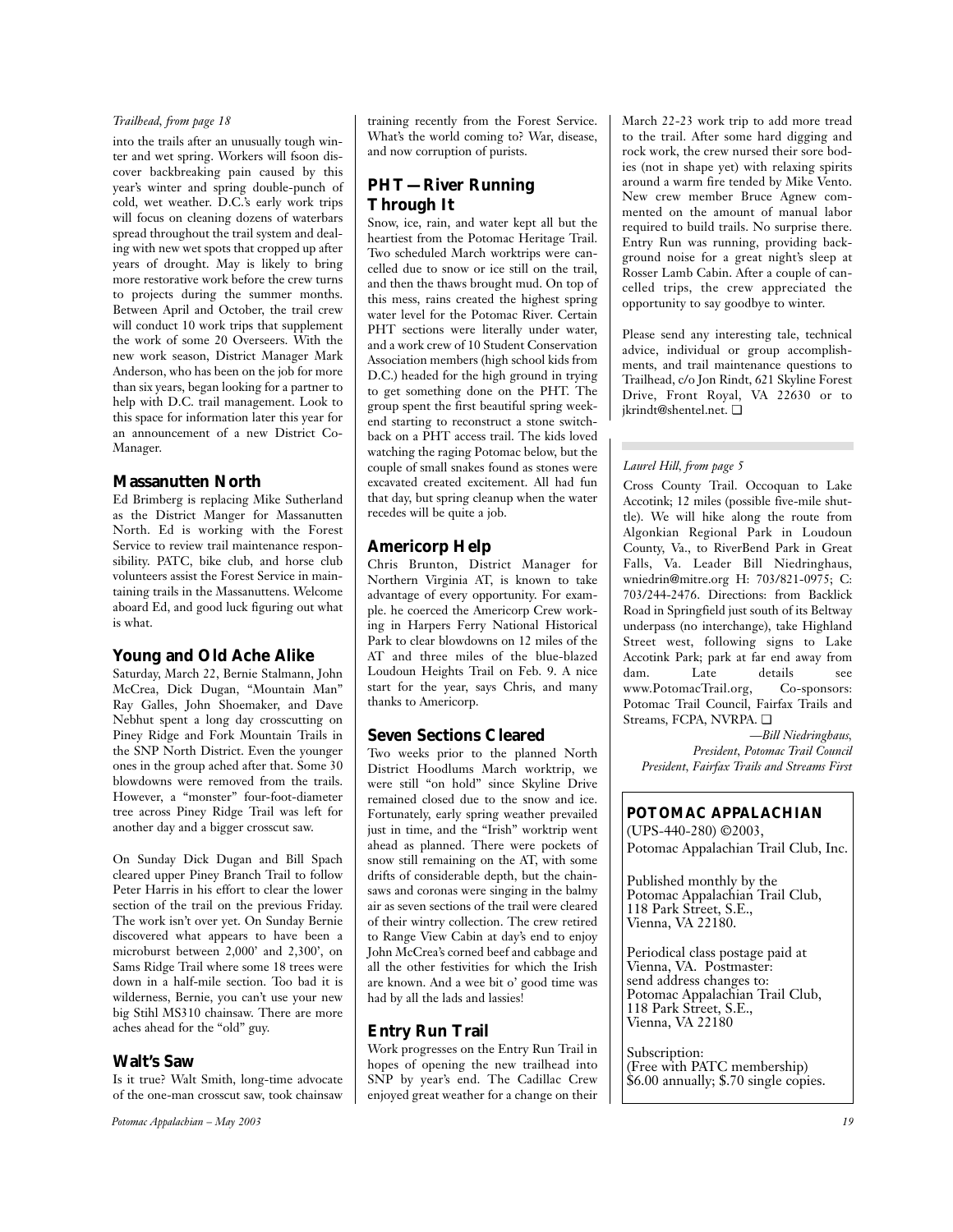*Trailhead, from page 18*

into the trails after an unusually tough winter and wet spring. Workers will fsoon discover backbreaking pain caused by this year's winter and spring double-punch of cold, wet weather. D.C.'s early work trips will focus on cleaning dozens of waterbars spread throughout the trail system and dealing with new wet spots that cropped up after years of drought. May is likely to bring more restorative work before the crew turns to projects during the summer months. Between April and October, the trail crew will conduct 10 work trips that supplement the work of some 20 Overseers. With the new work season, District Manager Mark Anderson, who has been on the job for more than six years, began looking for a partner to help with D.C. trail management. Look to this space for information later this year for an announcement of a new District Co-Manager.

## Massanutten North

Ed Brimberg is replacing Mike Sutherland as the District Manger for Massanutten North. Ed is working with the Forest Service to review trail maintenance responsibility. PATC, bike club, and horse club volunteers assist the Forest Service in maintaining trails in the Massanuttens. Welcome aboard Ed, and good luck figuring out what is what.

## Young and Old Ache Alike

Saturday, March 22, Bernie Stalmann, John McCrea, Dick Dugan, "Mountain Man" Ray Galles, John Shoemaker, and Dave Nebhut spent a long day crosscutting on Piney Ridge and Fork Mountain Trails in the SNP North District. Even the younger ones in the group ached after that. Some 30 blowdowns were removed from the trails. However, a "monster" four-foot-diameter tree across Piney Ridge Trail was left for another day and a bigger crosscut saw.

On Sunday Dick Dugan and Bill Spach cleared upper Piney Branch Trail to follow Peter Harris in his effort to clear the lower section of the trail on the previous Friday. The work isn't over yet. On Sunday Bernie discovered what appears to have been a microburst between 2,000' and 2,300', on Sams Ridge Trail where some 18 trees were down in a half-mile section. Too bad it is wilderness, Bernie, you can't use your new big Stihl MS310 chainsaw. There are more aches ahead for the "old" guy.

## Walt's Saw

Is it true? Walt Smith, long-time advocate of the one-man crosscut saw, took chainsaw training recently from the Forest Service. What's the world coming to? War, disease, and now corruption of purists.

## PHT—River Running Through It

Snow, ice, rain, and water kept all but the heartiest from the Potomac Heritage Trail. Two scheduled March worktrips were cancelled due to snow or ice still on the trail, and then the thaws brought mud. On top of this mess, rains created the highest spring water level for the Potomac River. Certain PHT sections were literally under water, and a work crew of 10 Student Conservation Association members (high school kids from D.C.) headed for the high ground in trying to get something done on the PHT. The group spent the first beautiful spring weekend starting to reconstruct a stone switchback on a PHT access trail. The kids loved watching the raging Potomac below, but the couple of small snakes found as stones were excavated created excitement. All had fun that day, but spring cleanup when the water recedes will be quite a job.

## Americorp Help

Chris Brunton, District Manager for Northern Virginia AT, is known to take advantage of every opportunity. For example. he coerced the Americorp Crew working in Harpers Ferry National Historical Park to clear blowdowns on 12 miles of the AT and three miles of the blue-blazed Loudoun Heights Trail on Feb. 9. A nice start for the year, says Chris, and many thanks to Americorp.

## Seven Sections Cleared

Two weeks prior to the planned North District Hoodlums March worktrip, we were still "on hold" since Skyline Drive remained closed due to the snow and ice. Fortunately, early spring weather prevailed just in time, and the "Irish" worktrip went ahead as planned. There were pockets of snow still remaining on the AT, with some drifts of considerable depth, but the chainsaws and coronas were singing in the balmy air as seven sections of the trail were cleared of their wintry collection. The crew retired to Range View Cabin at day's end to enjoy John McCrea's corned beef and cabbage and all the other festivities for which the Irish are known. And a wee bit o' good time was had by all the lads and lassies!

## Entry Run Trail

Work progresses on the Entry Run Trail in hopes of opening the new trailhead into SNP by year's end. The Cadillac Crew enjoyed great weather for a change on their March 22-23 work trip to add more tread to the trail. After some hard digging and rock work, the crew nursed their sore bodies (not in shape yet) with relaxing spirits around a warm fire tended by Mike Vento. New crew member Bruce Agnew commented on the amount of manual labor required to build trails. No surprise there. Entry Run was running, providing background noise for a great night's sleep at Rosser Lamb Cabin. After a couple of cancelled trips, the crew appreciated the opportunity to say goodbye to winter.

Please send any interesting tale, technical advice, individual or group accomplishments, and trail maintenance questions to Trailhead, c/o Jon Rindt, 621 Skyline Forest Drive, Front Royal, VA 22630 or to jkrindt@shentel.net. ❑

---

*Laurel Hill, from page 5*

Cross County Trail. Occoquan to Lake Accotink; 12 miles (possible five-mile shuttle). We will hike along the route from Algonkian Regional Park in Loudoun County, Va., to RiverBend Park in Great Falls, Va. Leader Bill Niedringhaus, wniedrin@mitre.org H: 703/821-0975; C: 703/244-2476. Directions: from Backlick Road in Springfield just south of its Beltway underpass (no interchange), take Highland Street west, following signs to Lake Accotink Park; park at far end away from dam. Late details see www.PotomacTrail.org, Co-sponsors: Potomac Trail Council, Fairfax Trails and Streams, FCPA, NVRPA. ❑

*—Bill Niedringhaus,*
*President, Potomac Trail Council*
*President, Fairfax Trails and Streams First*

---

**POTOMAC APPALACHIAN**
(UPS-440-280) ©2003,
Potomac Appalachian Trail Club, Inc.

Published monthly by the
Potomac Appalachian Trail Club,
118 Park Street, S.E.,
Vienna, VA 22180.

Periodical class postage paid at
Vienna, VA. Postmaster:
send address changes to:
Potomac Appalachian Trail Club,
118 Park Street, S.E.,
Vienna, VA 22180

Subscription:
(Free with PATC membership)
$6.00 annually; $.70 single copies.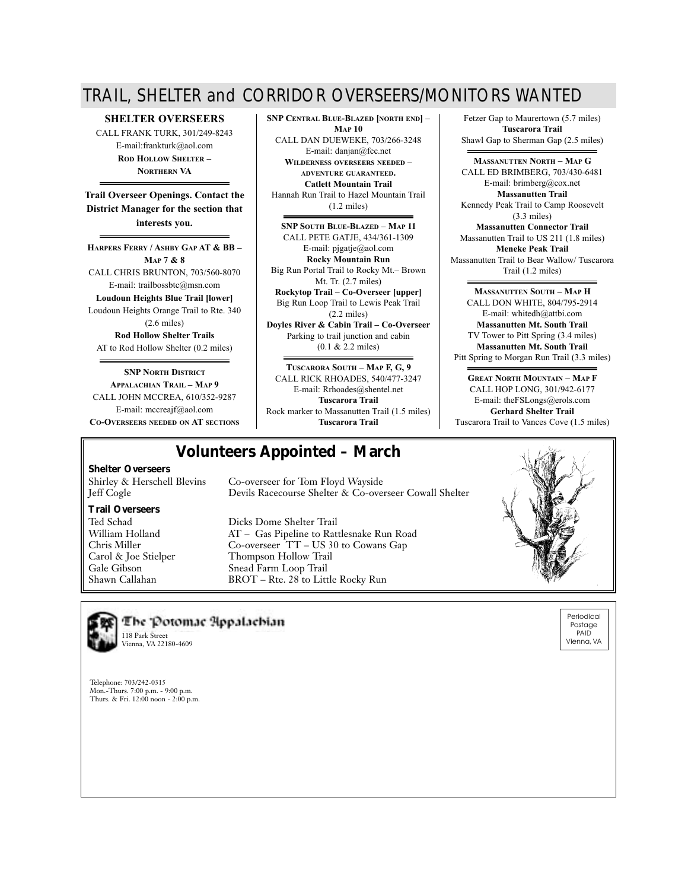# TRAIL, SHELTER and CORRIDOR OVERSEERS/MONITORS WANTED

**SHELTER OVERSEERS**
CALL FRANK TURK, 301/249-8243
E-mail:frankturk@aol.com
**ROD HOLLOW SHELTER – NORTHERN VA**

**Trail Overseer Openings. Contact the District Manager for the section that interests you.**

**HARPERS FERRY / ASHBY GAP AT & BB – MAP 7 & 8**
CALL CHRIS BRUNTON, 703/560-8070
E-mail: trailbossbtc@msn.com
**Loudoun Heights Blue Trail [lower]**
Loudoun Heights Orange Trail to Rte. 340 (2.6 miles)
**Rod Hollow Shelter Trails**
AT to Rod Hollow Shelter (0.2 miles)

**SNP NORTH DISTRICT APPALACHIAN TRAIL – MAP 9**
CALL JOHN MCCREA, 610/352-9287
E-mail: mccreajf@aol.com
**CO-OVERSEERS NEEDED ON AT SECTIONS**

**SNP CENTRAL BLUE-BLAZED [NORTH END] – MAP 10**
CALL DAN DUEWEKE, 703/266-3248
E-mail: danjan@fcc.net
**WILDERNESS OVERSEERS NEEDED – ADVENTURE GUARANTEED.**
**Catlett Mountain Trail**
Hannah Run Trail to Hazel Mountain Trail (1.2 miles)

**SNP SOUTH BLUE-BLAZED – MAP 11**
CALL PETE GATJE, 434/361-1309
E-mail: pjgatje@aol.com
**Rocky Mountain Run**
Big Run Portal Trail to Rocky Mt.– Brown Mt. Tr. (2.7 miles)
**Rockytop Trail – Co-Overseer [upper]**
Big Run Loop Trail to Lewis Peak Trail (2.2 miles)
**Doyles River & Cabin Trail – Co-Overseer**
Parking to trail junction and cabin (0.1 & 2.2 miles)

**TUSCARORA SOUTH – MAP F, G, 9**
CALL RICK RHOADES, 540/477-3247
E-mail: Rrhoades@shentel.net
**Tuscarora Trail**
Rock marker to Massanutten Trail (1.5 miles)
**Tuscarora Trail**
Fetzer Gap to Maurertown (5.7 miles)
**Tuscarora Trail**
Shawl Gap to Sherman Gap (2.5 miles)

**MASSANUTTEN NORTH – MAP G**
CALL ED BRIMBERG, 703/430-6481
E-mail: brimberg@cox.net
**Massanutten Trail**
Kennedy Peak Trail to Camp Roosevelt (3.3 miles)
**Massanutten Connector Trail**
Massanutten Trail to US 211 (1.8 miles)
**Meneke Peak Trail**
Massanutten Trail to Bear Wallow/ Tuscarora Trail (1.2 miles)

**MASSANUTTEN SOUTH – MAP H**
CALL DON WHITE, 804/795-2914
E-mail: whitedh@attbi.com
**Massanutten Mt. South Trail**
TV Tower to Pitt Spring (3.4 miles)
**Massanutten Mt. South Trail**
Pitt Spring to Morgan Run Trail (3.3 miles)

**GREAT NORTH MOUNTAIN – MAP F**
CALL HOP LONG, 301/942-6177
E-mail: theFSLongs@erols.com
**Gerhard Shelter Trail**
Tuscarora Trail to Vances Cove (1.5 miles)

## Volunteers Appointed – March

**Shelter Overseers**

| | |
|---|---|
| Shirley & Herschell Blevins | Co-overseer for Tom Floyd Wayside |
| Jeff Cogle | Devils Racecourse Shelter & Co-overseer Cowall Shelter |

**Trail Overseers**

| | |
|---|---|
| Ted Schad | Dicks Dome Shelter Trail |
| William Holland | AT – Gas Pipeline to Rattlesnake Run Road |
| Chris Miller | Co-overseer TT – US 30 to Cowans Gap |
| Carol & Joe Stielper | Thompson Hollow Trail |
| Gale Gibson | Snead Farm Loop Trail |
| Shawn Callahan | BROT – Rte. 28 to Little Rocky Run |

The Potomac Appalachian
118 Park Street
Vienna, VA 22180-4609

Periodical Postage PAID Vienna, VA

Telephone: 703/242-0315
Mon.-Thurs. 7:00 p.m. - 9:00 p.m.
Thurs. & Fri. 12:00 noon - 2:00 p.m.